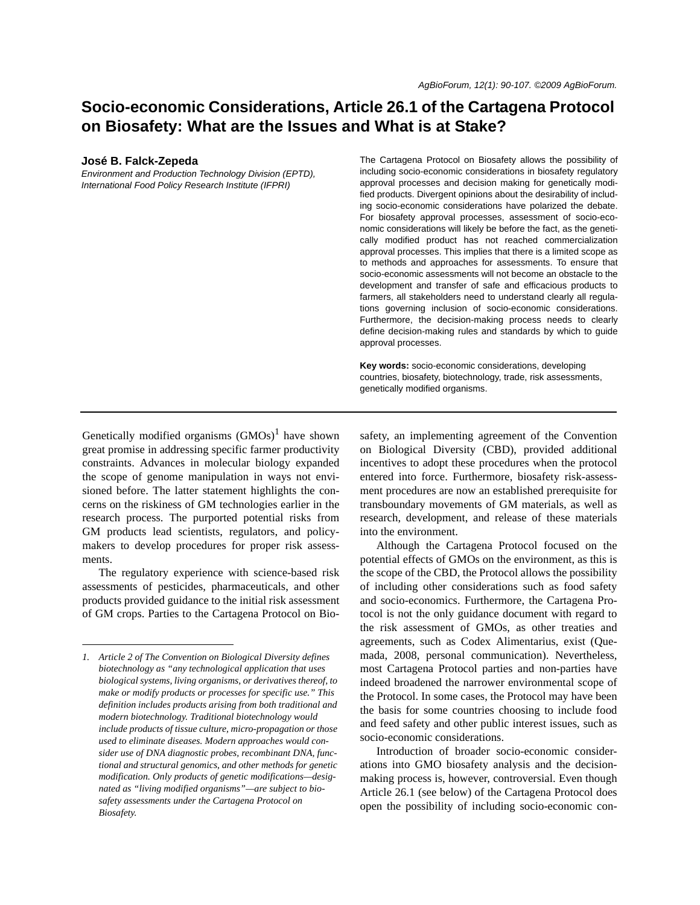# Socio-economic Considerations, Article 26.1 of the Cartagena Protocol on Biosafety: What are the Issues and What is at Stake?

**José B. Falck-Zepeda**

*Environment and Production Technology Division (EPTD), International Food Policy Research Institute (IFPRI)*

The Cartagena Protocol on Biosafety allows the possibility of including socio-economic considerations in biosafety regulatory approval processes and decision making for genetically modified products. Divergent opinions about the desirability of including socio-economic considerations have polarized the debate. For biosafety approval processes, assessment of socio-economic considerations will likely be before the fact, as the genetically modified product has not reached commercialization approval processes. This implies that there is a limited scope as to methods and approaches for assessments. To ensure that socio-economic assessments will not become an obstacle to the development and transfer of safe and efficacious products to farmers, all stakeholders need to understand clearly all regulations governing inclusion of socio-economic considerations. Furthermore, the decision-making process needs to clearly define decision-making rules and standards by which to guide approval processes.

**Key words:** socio-economic considerations, developing countries, biosafety, biotechnology, trade, risk assessments, genetically modified organisms.

---

Genetically modified organisms (GMOs)[1] have shown great promise in addressing specific farmer productivity constraints. Advances in molecular biology expanded the scope of genome manipulation in ways not envisioned before. The latter statement highlights the concerns on the riskiness of GM technologies earlier in the research process. The purported potential risks from GM products lead scientists, regulators, and policymakers to develop procedures for proper risk assessments.

The regulatory experience with science-based risk assessments of pesticides, pharmaceuticals, and other products provided guidance to the initial risk assessment of GM crops. Parties to the Cartagena Protocol on Biosafety, an implementing agreement of the Convention on Biological Diversity (CBD), provided additional incentives to adopt these procedures when the protocol entered into force. Furthermore, biosafety risk-assessment procedures are now an established prerequisite for transboundary movements of GM materials, as well as research, development, and release of these materials into the environment.

Although the Cartagena Protocol focused on the potential effects of GMOs on the environment, as this is the scope of the CBD, the Protocol allows the possibility of including other considerations such as food safety and socio-economics. Furthermore, the Cartagena Protocol is not the only guidance document with regard to the risk assessment of GMOs, as other treaties and agreements, such as Codex Alimentarius, exist (Quemada, 2008, personal communication). Nevertheless, most Cartagena Protocol parties and non-parties have indeed broadened the narrower environmental scope of the Protocol. In some cases, the Protocol may have been the basis for some countries choosing to include food and feed safety and other public interest issues, such as socio-economic considerations.

Introduction of broader socio-economic considerations into GMO biosafety analysis and the decision-making process is, however, controversial. Even though Article 26.1 (see below) of the Cartagena Protocol does open the possibility of including socio-economic con-

---

1. *Article 2 of The Convention on Biological Diversity defines biotechnology as "any technological application that uses biological systems, living organisms, or derivatives thereof, to make or modify products or processes for specific use." This definition includes products arising from both traditional and modern biotechnology. Traditional biotechnology would include products of tissue culture, micro-propagation or those used to eliminate diseases. Modern approaches would consider use of DNA diagnostic probes, recombinant DNA, functional and structural genomics, and other methods for genetic modification. Only products of genetic modifications—designated as "living modified organisms"—are subject to biosafety assessments under the Cartagena Protocol on Biosafety.*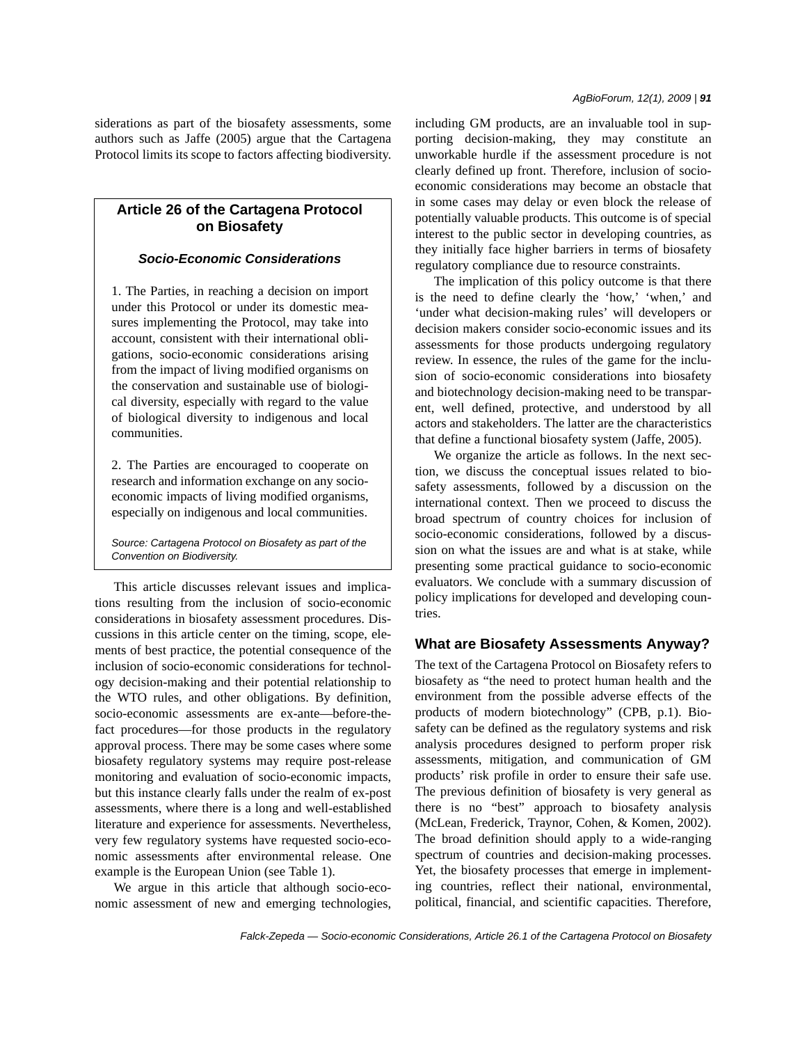siderations as part of the biosafety assessments, some authors such as Jaffe (2005) argue that the Cartagena Protocol limits its scope to factors affecting biodiversity.

> **Article 26 of the Cartagena Protocol on Biosafety**
>
> ***Socio-Economic Considerations***
>
> 1. The Parties, in reaching a decision on import under this Protocol or under its domestic measures implementing the Protocol, may take into account, consistent with their international obligations, socio-economic considerations arising from the impact of living modified organisms on the conservation and sustainable use of biological diversity, especially with regard to the value of biological diversity to indigenous and local communities.
>
> 2. The Parties are encouraged to cooperate on research and information exchange on any socio-economic impacts of living modified organisms, especially on indigenous and local communities.
>
> *Source: Cartagena Protocol on Biosafety as part of the Convention on Biodiversity.*

This article discusses relevant issues and implications resulting from the inclusion of socio-economic considerations in biosafety assessment procedures. Discussions in this article center on the timing, scope, elements of best practice, the potential consequence of the inclusion of socio-economic considerations for technology decision-making and their potential relationship to the WTO rules, and other obligations. By definition, socio-economic assessments are ex-ante—before-the-fact procedures—for those products in the regulatory approval process. There may be some cases where some biosafety regulatory systems may require post-release monitoring and evaluation of socio-economic impacts, but this instance clearly falls under the realm of ex-post assessments, where there is a long and well-established literature and experience for assessments. Nevertheless, very few regulatory systems have requested socio-economic assessments after environmental release. One example is the European Union (see Table 1).

We argue in this article that although socio-economic assessment of new and emerging technologies, including GM products, are an invaluable tool in supporting decision-making, they may constitute an unworkable hurdle if the assessment procedure is not clearly defined up front. Therefore, inclusion of socio-economic considerations may become an obstacle that in some cases may delay or even block the release of potentially valuable products. This outcome is of special interest to the public sector in developing countries, as they initially face higher barriers in terms of biosafety regulatory compliance due to resource constraints.

The implication of this policy outcome is that there is the need to define clearly the 'how,' 'when,' and 'under what decision-making rules' will developers or decision makers consider socio-economic issues and its assessments for those products undergoing regulatory review. In essence, the rules of the game for the inclusion of socio-economic considerations into biosafety and biotechnology decision-making need to be transparent, well defined, protective, and understood by all actors and stakeholders. The latter are the characteristics that define a functional biosafety system (Jaffe, 2005).

We organize the article as follows. In the next section, we discuss the conceptual issues related to biosafety assessments, followed by a discussion on the international context. Then we proceed to discuss the broad spectrum of country choices for inclusion of socio-economic considerations, followed by a discussion on what the issues are and what is at stake, while presenting some practical guidance to socio-economic evaluators. We conclude with a summary discussion of policy implications for developed and developing countries.

## What are Biosafety Assessments Anyway?

The text of the Cartagena Protocol on Biosafety refers to biosafety as "the need to protect human health and the environment from the possible adverse effects of the products of modern biotechnology" (CPB, p.1). Biosafety can be defined as the regulatory systems and risk analysis procedures designed to perform proper risk assessments, mitigation, and communication of GM products' risk profile in order to ensure their safe use. The previous definition of biosafety is very general as there is no "best" approach to biosafety analysis (McLean, Frederick, Traynor, Cohen, & Komen, 2002). The broad definition should apply to a wide-ranging spectrum of countries and decision-making processes. Yet, the biosafety processes that emerge in implementing countries, reflect their national, environmental, political, financial, and scientific capacities. Therefore,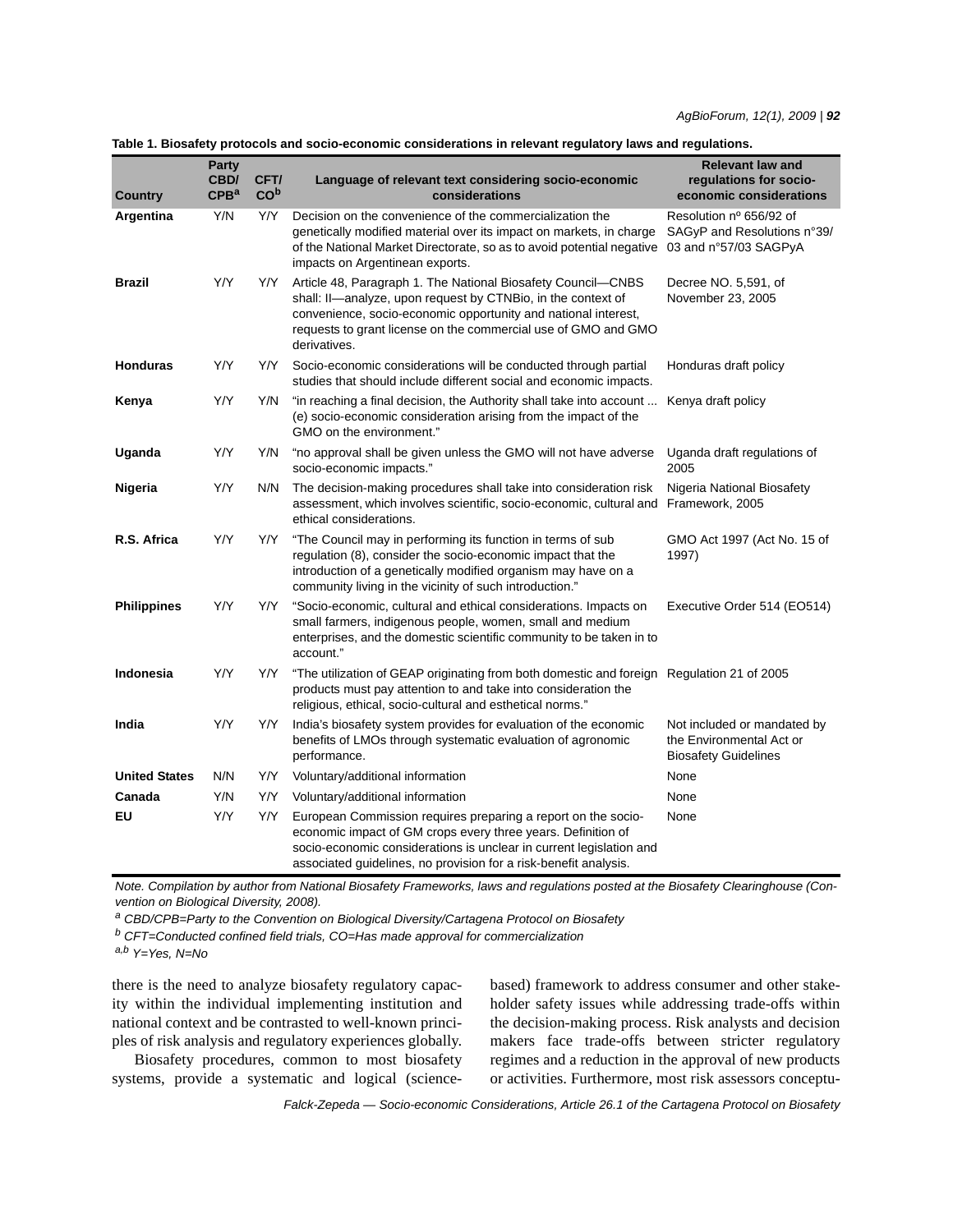**Table 1. Biosafety protocols and socio-economic considerations in relevant regulatory laws and regulations.**

| Country | Party CBD/ CPB[a] | CFT/ CO[b] | Language of relevant text considering socio-economic considerations | Relevant law and regulations for socio-economic considerations |
|---|---|---|---|---|
| **Argentina** | Y/N | Y/Y | Decision on the convenience of the commercialization the genetically modified material over its impact on markets, in charge of the National Market Directorate, so as to avoid potential negative impacts on Argentinean exports. | Resolution nº 656/92 of SAGyP and Resolutions n°39/03 and n°57/03 SAGPyA |
| **Brazil** | Y/Y | Y/Y | Article 48, Paragraph 1. The National Biosafety Council—CNBS shall: II—analyze, upon request by CTNBio, in the context of convenience, socio-economic opportunity and national interest, requests to grant license on the commercial use of GMO and GMO derivatives. | Decree NO. 5,591, of November 23, 2005 |
| **Honduras** | Y/Y | Y/Y | Socio-economic considerations will be conducted through partial studies that should include different social and economic impacts. | Honduras draft policy |
| **Kenya** | Y/Y | Y/N | "in reaching a final decision, the Authority shall take into account ... (e) socio-economic consideration arising from the impact of the GMO on the environment." | Kenya draft policy |
| **Uganda** | Y/Y | Y/N | "no approval shall be given unless the GMO will not have adverse socio-economic impacts." | Uganda draft regulations of 2005 |
| **Nigeria** | Y/Y | N/N | The decision-making procedures shall take into consideration risk assessment, which involves scientific, socio-economic, cultural and ethical considerations. | Nigeria National Biosafety Framework, 2005 |
| **R.S. Africa** | Y/Y | Y/Y | "The Council may in performing its function in terms of sub regulation (8), consider the socio-economic impact that the introduction of a genetically modified organism may have on a community living in the vicinity of such introduction." | GMO Act 1997 (Act No. 15 of 1997) |
| **Philippines** | Y/Y | Y/Y | "Socio-economic, cultural and ethical considerations. Impacts on small farmers, indigenous people, women, small and medium enterprises, and the domestic scientific community to be taken in to account." | Executive Order 514 (EO514) |
| **Indonesia** | Y/Y | Y/Y | "The utilization of GEAP originating from both domestic and foreign products must pay attention to and take into consideration the religious, ethical, socio-cultural and esthetical norms." | Regulation 21 of 2005 |
| **India** | Y/Y | Y/Y | India's biosafety system provides for evaluation of the economic benefits of LMOs through systematic evaluation of agronomic performance. | Not included or mandated by the Environmental Act or Biosafety Guidelines |
| **United States** | N/N | Y/Y | Voluntary/additional information | None |
| **Canada** | Y/N | Y/Y | Voluntary/additional information | None |
| **EU** | Y/Y | Y/Y | European Commission requires preparing a report on the socio-economic impact of GM crops every three years. Definition of socio-economic considerations is unclear in current legislation and associated guidelines, no provision for a risk-benefit analysis. | None |

*Note. Compilation by author from National Biosafety Frameworks, laws and regulations posted at the Biosafety Clearinghouse (Convention on Biological Diversity, 2008).*

[a] *CBD/CPB=Party to the Convention on Biological Diversity/Cartagena Protocol on Biosafety*

[b] *CFT=Conducted confined field trials, CO=Has made approval for commercialization*

[a,b] *Y=Yes, N=No*

there is the need to analyze biosafety regulatory capacity within the individual implementing institution and national context and be contrasted to well-known principles of risk analysis and regulatory experiences globally.

Biosafety procedures, common to most biosafety systems, provide a systematic and logical (science-based) framework to address consumer and other stakeholder safety issues while addressing trade-offs within the decision-making process. Risk analysts and decision makers face trade-offs between stricter regulatory regimes and a reduction in the approval of new products or activities. Furthermore, most risk assessors conceptu-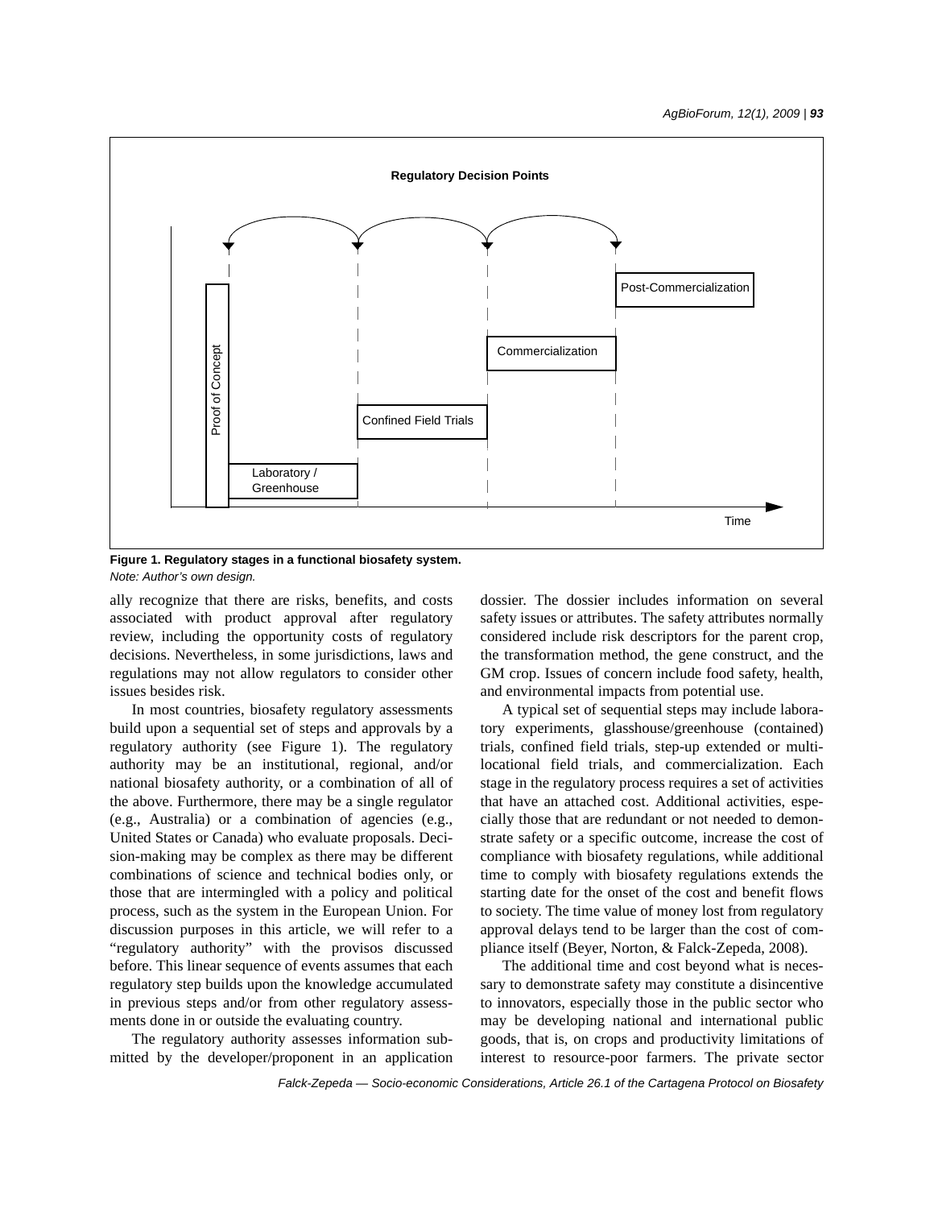Regulatory Decision Points

Post-Commercialization

Commercialization

Proof of Concept

Confined Field Trials

Laboratory / Greenhouse

Time

**Figure 1. Regulatory stages in a functional biosafety system.**
*Note: Author's own design.*

ally recognize that there are risks, benefits, and costs associated with product approval after regulatory review, including the opportunity costs of regulatory decisions. Nevertheless, in some jurisdictions, laws and regulations may not allow regulators to consider other issues besides risk.

In most countries, biosafety regulatory assessments build upon a sequential set of steps and approvals by a regulatory authority (see Figure 1). The regulatory authority may be an institutional, regional, and/or national biosafety authority, or a combination of all of the above. Furthermore, there may be a single regulator (e.g., Australia) or a combination of agencies (e.g., United States or Canada) who evaluate proposals. Decision-making may be complex as there may be different combinations of science and technical bodies only, or those that are intermingled with a policy and political process, such as the system in the European Union. For discussion purposes in this article, we will refer to a "regulatory authority" with the provisos discussed before. This linear sequence of events assumes that each regulatory step builds upon the knowledge accumulated in previous steps and/or from other regulatory assessments done in or outside the evaluating country.

The regulatory authority assesses information submitted by the developer/proponent in an application dossier. The dossier includes information on several safety issues or attributes. The safety attributes normally considered include risk descriptors for the parent crop, the transformation method, the gene construct, and the GM crop. Issues of concern include food safety, health, and environmental impacts from potential use.

A typical set of sequential steps may include laboratory experiments, glasshouse/greenhouse (contained) trials, confined field trials, step-up extended or multi-locational field trials, and commercialization. Each stage in the regulatory process requires a set of activities that have an attached cost. Additional activities, especially those that are redundant or not needed to demonstrate safety or a specific outcome, increase the cost of compliance with biosafety regulations, while additional time to comply with biosafety regulations extends the starting date for the onset of the cost and benefit flows to society. The time value of money lost from regulatory approval delays tend to be larger than the cost of compliance itself (Beyer, Norton, & Falck-Zepeda, 2008).

The additional time and cost beyond what is necessary to demonstrate safety may constitute a disincentive to innovators, especially those in the public sector who may be developing national and international public goods, that is, on crops and productivity limitations of interest to resource-poor farmers. The private sector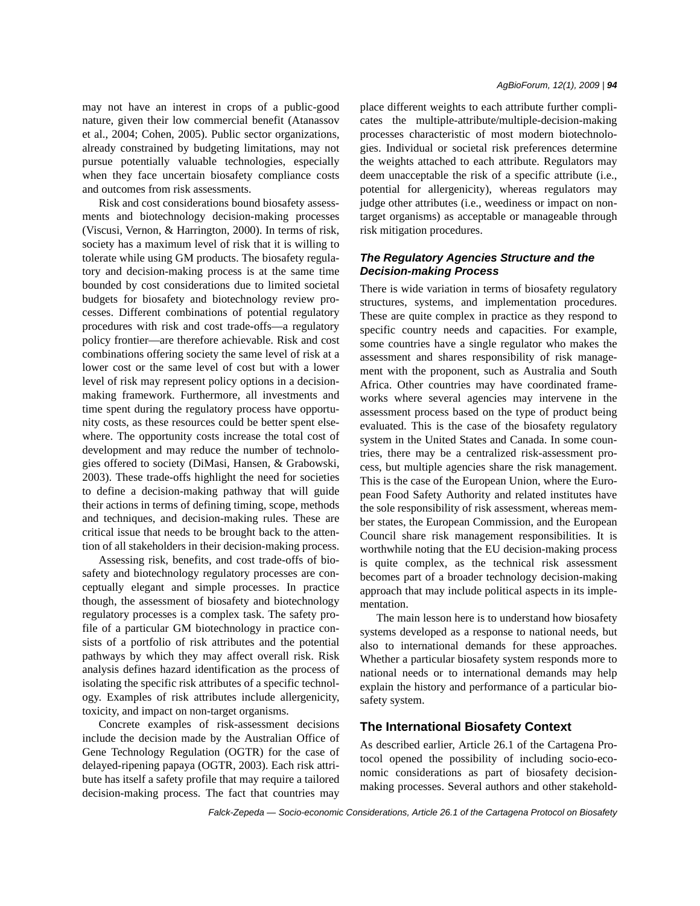may not have an interest in crops of a public-good nature, given their low commercial benefit (Atanassov et al., 2004; Cohen, 2005). Public sector organizations, already constrained by budgeting limitations, may not pursue potentially valuable technologies, especially when they face uncertain biosafety compliance costs and outcomes from risk assessments.

Risk and cost considerations bound biosafety assessments and biotechnology decision-making processes (Viscusi, Vernon, & Harrington, 2000). In terms of risk, society has a maximum level of risk that it is willing to tolerate while using GM products. The biosafety regulatory and decision-making process is at the same time bounded by cost considerations due to limited societal budgets for biosafety and biotechnology review processes. Different combinations of potential regulatory procedures with risk and cost trade-offs—a regulatory policy frontier—are therefore achievable. Risk and cost combinations offering society the same level of risk at a lower cost or the same level of cost but with a lower level of risk may represent policy options in a decision-making framework. Furthermore, all investments and time spent during the regulatory process have opportunity costs, as these resources could be better spent elsewhere. The opportunity costs increase the total cost of development and may reduce the number of technologies offered to society (DiMasi, Hansen, & Grabowski, 2003). These trade-offs highlight the need for societies to define a decision-making pathway that will guide their actions in terms of defining timing, scope, methods and techniques, and decision-making rules. These are critical issue that needs to be brought back to the attention of all stakeholders in their decision-making process.

Assessing risk, benefits, and cost trade-offs of biosafety and biotechnology regulatory processes are conceptually elegant and simple processes. In practice though, the assessment of biosafety and biotechnology regulatory processes is a complex task. The safety profile of a particular GM biotechnology in practice consists of a portfolio of risk attributes and the potential pathways by which they may affect overall risk. Risk analysis defines hazard identification as the process of isolating the specific risk attributes of a specific technology. Examples of risk attributes include allergenicity, toxicity, and impact on non-target organisms.

Concrete examples of risk-assessment decisions include the decision made by the Australian Office of Gene Technology Regulation (OGTR) for the case of delayed-ripening papaya (OGTR, 2003). Each risk attribute has itself a safety profile that may require a tailored decision-making process. The fact that countries may place different weights to each attribute further complicates the multiple-attribute/multiple-decision-making processes characteristic of most modern biotechnologies. Individual or societal risk preferences determine the weights attached to each attribute. Regulators may deem unacceptable the risk of a specific attribute (i.e., potential for allergenicity), whereas regulators may judge other attributes (i.e., weediness or impact on non-target organisms) as acceptable or manageable through risk mitigation procedures.

### *The Regulatory Agencies Structure and the Decision-making Process*

There is wide variation in terms of biosafety regulatory structures, systems, and implementation procedures. These are quite complex in practice as they respond to specific country needs and capacities. For example, some countries have a single regulator who makes the assessment and shares responsibility of risk management with the proponent, such as Australia and South Africa. Other countries may have coordinated frameworks where several agencies may intervene in the assessment process based on the type of product being evaluated. This is the case of the biosafety regulatory system in the United States and Canada. In some countries, there may be a centralized risk-assessment process, but multiple agencies share the risk management. This is the case of the European Union, where the European Food Safety Authority and related institutes have the sole responsibility of risk assessment, whereas member states, the European Commission, and the European Council share risk management responsibilities. It is worthwhile noting that the EU decision-making process is quite complex, as the technical risk assessment becomes part of a broader technology decision-making approach that may include political aspects in its implementation.

The main lesson here is to understand how biosafety systems developed as a response to national needs, but also to international demands for these approaches. Whether a particular biosafety system responds more to national needs or to international demands may help explain the history and performance of a particular biosafety system.

## The International Biosafety Context

As described earlier, Article 26.1 of the Cartagena Protocol opened the possibility of including socio-economic considerations as part of biosafety decision-making processes. Several authors and other stakehold-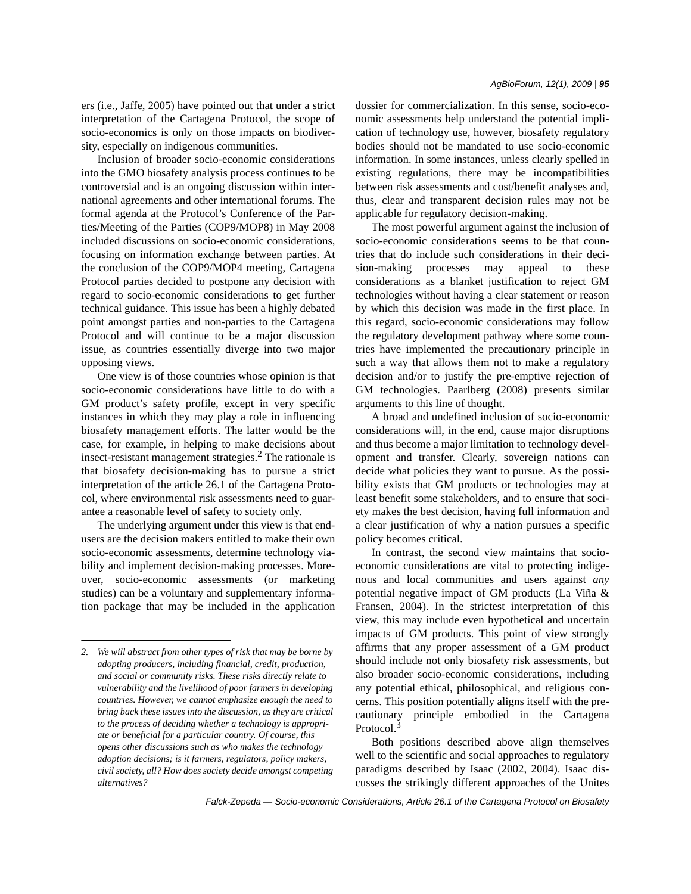ers (i.e., Jaffe, 2005) have pointed out that under a strict interpretation of the Cartagena Protocol, the scope of socio-economics is only on those impacts on biodiversity, especially on indigenous communities.

Inclusion of broader socio-economic considerations into the GMO biosafety analysis process continues to be controversial and is an ongoing discussion within international agreements and other international forums. The formal agenda at the Protocol's Conference of the Parties/Meeting of the Parties (COP9/MOP8) in May 2008 included discussions on socio-economic considerations, focusing on information exchange between parties. At the conclusion of the COP9/MOP4 meeting, Cartagena Protocol parties decided to postpone any decision with regard to socio-economic considerations to get further technical guidance. This issue has been a highly debated point amongst parties and non-parties to the Cartagena Protocol and will continue to be a major discussion issue, as countries essentially diverge into two major opposing views.

One view is of those countries whose opinion is that socio-economic considerations have little to do with a GM product's safety profile, except in very specific instances in which they may play a role in influencing biosafety management efforts. The latter would be the case, for example, in helping to make decisions about insect-resistant management strategies.[2] The rationale is that biosafety decision-making has to pursue a strict interpretation of the article 26.1 of the Cartagena Protocol, where environmental risk assessments need to guarantee a reasonable level of safety to society only.

The underlying argument under this view is that end-users are the decision makers entitled to make their own socio-economic assessments, determine technology viability and implement decision-making processes. Moreover, socio-economic assessments (or marketing studies) can be a voluntary and supplementary information package that may be included in the application dossier for commercialization. In this sense, socio-economic assessments help understand the potential implication of technology use, however, biosafety regulatory bodies should not be mandated to use socio-economic information. In some instances, unless clearly spelled in existing regulations, there may be incompatibilities between risk assessments and cost/benefit analyses and, thus, clear and transparent decision rules may not be applicable for regulatory decision-making.

The most powerful argument against the inclusion of socio-economic considerations seems to be that countries that do include such considerations in their decision-making processes may appeal to these considerations as a blanket justification to reject GM technologies without having a clear statement or reason by which this decision was made in the first place. In this regard, socio-economic considerations may follow the regulatory development pathway where some countries have implemented the precautionary principle in such a way that allows them not to make a regulatory decision and/or to justify the pre-emptive rejection of GM technologies. Paarlberg (2008) presents similar arguments to this line of thought.

A broad and undefined inclusion of socio-economic considerations will, in the end, cause major disruptions and thus become a major limitation to technology development and transfer. Clearly, sovereign nations can decide what policies they want to pursue. As the possibility exists that GM products or technologies may at least benefit some stakeholders, and to ensure that society makes the best decision, having full information and a clear justification of why a nation pursues a specific policy becomes critical.

In contrast, the second view maintains that socio-economic considerations are vital to protecting indigenous and local communities and users against *any* potential negative impact of GM products (La Viña & Fransen, 2004). In the strictest interpretation of this view, this may include even hypothetical and uncertain impacts of GM products. This point of view strongly affirms that any proper assessment of a GM product should include not only biosafety risk assessments, but also broader socio-economic considerations, including any potential ethical, philosophical, and religious concerns. This position potentially aligns itself with the precautionary principle embodied in the Cartagena Protocol.[3]

Both positions described above align themselves well to the scientific and social approaches to regulatory paradigms described by Isaac (2002, 2004). Isaac discusses the strikingly different approaches of the Unites

---

*2. We will abstract from other types of risk that may be borne by adopting producers, including financial, credit, production, and social or community risks. These risks directly relate to vulnerability and the livelihood of poor farmers in developing countries. However, we cannot emphasize enough the need to bring back these issues into the discussion, as they are critical to the process of deciding whether a technology is appropriate or beneficial for a particular country. Of course, this opens other discussions such as who makes the technology adoption decisions; is it farmers, regulators, policy makers, civil society, all? How does society decide amongst competing alternatives?*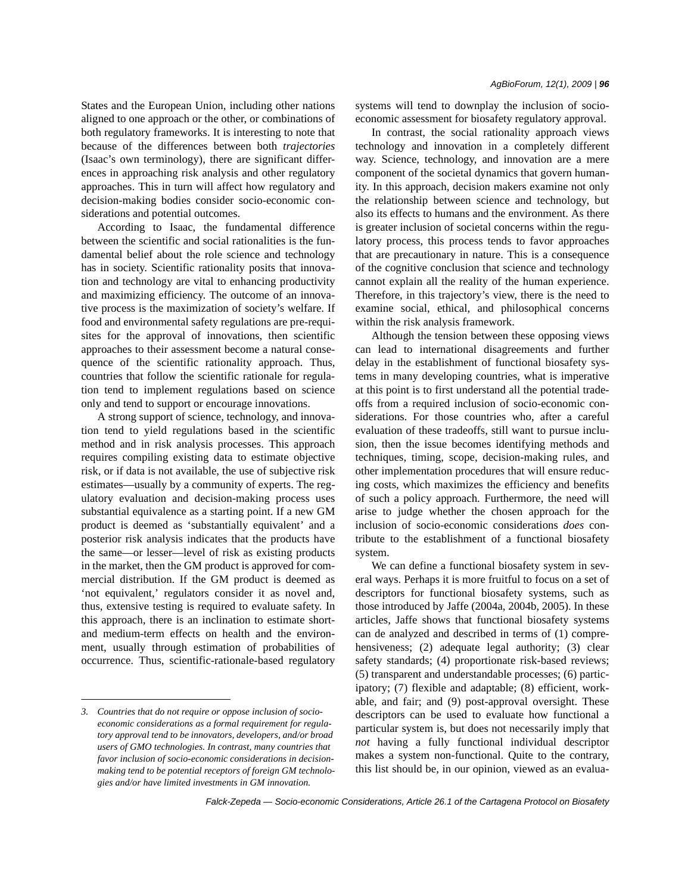States and the European Union, including other nations aligned to one approach or the other, or combinations of both regulatory frameworks. It is interesting to note that because of the differences between both *trajectories* (Isaac's own terminology), there are significant differences in approaching risk analysis and other regulatory approaches. This in turn will affect how regulatory and decision-making bodies consider socio-economic considerations and potential outcomes.

According to Isaac, the fundamental difference between the scientific and social rationalities is the fundamental belief about the role science and technology has in society. Scientific rationality posits that innovation and technology are vital to enhancing productivity and maximizing efficiency. The outcome of an innovative process is the maximization of society's welfare. If food and environmental safety regulations are pre-requisites for the approval of innovations, then scientific approaches to their assessment become a natural consequence of the scientific rationality approach. Thus, countries that follow the scientific rationale for regulation tend to implement regulations based on science only and tend to support or encourage innovations.

A strong support of science, technology, and innovation tend to yield regulations based in the scientific method and in risk analysis processes. This approach requires compiling existing data to estimate objective risk, or if data is not available, the use of subjective risk estimates—usually by a community of experts. The regulatory evaluation and decision-making process uses substantial equivalence as a starting point. If a new GM product is deemed as 'substantially equivalent' and a posterior risk analysis indicates that the products have the same—or lesser—level of risk as existing products in the market, then the GM product is approved for commercial distribution. If the GM product is deemed as 'not equivalent,' regulators consider it as novel and, thus, extensive testing is required to evaluate safety. In this approach, there is an inclination to estimate short- and medium-term effects on health and the environment, usually through estimation of probabilities of occurrence. Thus, scientific-rationale-based regulatory systems will tend to downplay the inclusion of socio-economic assessment for biosafety regulatory approval.

In contrast, the social rationality approach views technology and innovation in a completely different way. Science, technology, and innovation are a mere component of the societal dynamics that govern humanity. In this approach, decision makers examine not only the relationship between science and technology, but also its effects to humans and the environment. As there is greater inclusion of societal concerns within the regulatory process, this process tends to favor approaches that are precautionary in nature. This is a consequence of the cognitive conclusion that science and technology cannot explain all the reality of the human experience. Therefore, in this trajectory's view, there is the need to examine social, ethical, and philosophical concerns within the risk analysis framework.

Although the tension between these opposing views can lead to international disagreements and further delay in the establishment of functional biosafety systems in many developing countries, what is imperative at this point is to first understand all the potential tradeoffs from a required inclusion of socio-economic considerations. For those countries who, after a careful evaluation of these tradeoffs, still want to pursue inclusion, then the issue becomes identifying methods and techniques, timing, scope, decision-making rules, and other implementation procedures that will ensure reducing costs, which maximizes the efficiency and benefits of such a policy approach. Furthermore, the need will arise to judge whether the chosen approach for the inclusion of socio-economic considerations *does* contribute to the establishment of a functional biosafety system.

We can define a functional biosafety system in several ways. Perhaps it is more fruitful to focus on a set of descriptors for functional biosafety systems, such as those introduced by Jaffe (2004a, 2004b, 2005). In these articles, Jaffe shows that functional biosafety systems can de analyzed and described in terms of (1) comprehensiveness; (2) adequate legal authority; (3) clear safety standards; (4) proportionate risk-based reviews; (5) transparent and understandable processes; (6) participatory; (7) flexible and adaptable; (8) efficient, workable, and fair; and (9) post-approval oversight. These descriptors can be used to evaluate how functional a particular system is, but does not necessarily imply that *not* having a fully functional individual descriptor makes a system non-functional. Quite to the contrary, this list should be, in our opinion, viewed as an evalua-

*3. Countries that do not require or oppose inclusion of socio-economic considerations as a formal requirement for regulatory approval tend to be innovators, developers, and/or broad users of GMO technologies. In contrast, many countries that favor inclusion of socio-economic considerations in decision-making tend to be potential receptors of foreign GM technologies and/or have limited investments in GM innovation.*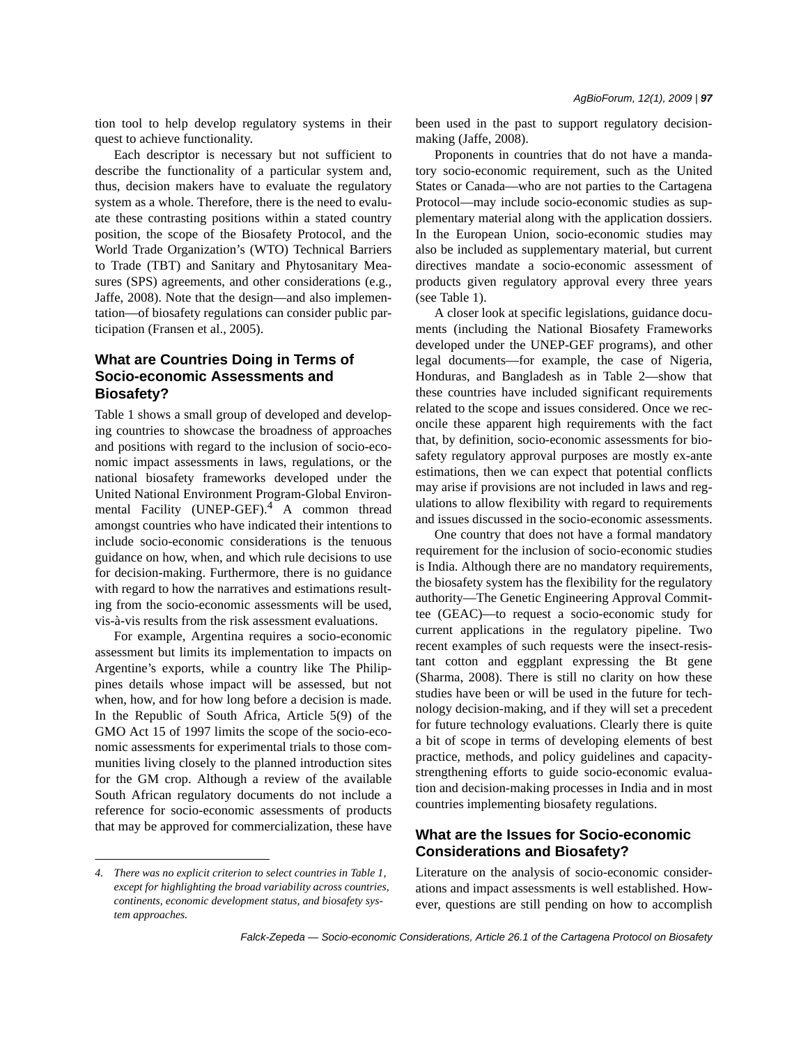tion tool to help develop regulatory systems in their quest to achieve functionality.

Each descriptor is necessary but not sufficient to describe the functionality of a particular system and, thus, decision makers have to evaluate the regulatory system as a whole. Therefore, there is the need to evaluate these contrasting positions within a stated country position, the scope of the Biosafety Protocol, and the World Trade Organization's (WTO) Technical Barriers to Trade (TBT) and Sanitary and Phytosanitary Measures (SPS) agreements, and other considerations (e.g., Jaffe, 2008). Note that the design—and also implementation—of biosafety regulations can consider public participation (Fransen et al., 2005).

## What are Countries Doing in Terms of Socio-economic Assessments and Biosafety?

Table 1 shows a small group of developed and developing countries to showcase the broadness of approaches and positions with regard to the inclusion of socio-economic impact assessments in laws, regulations, or the national biosafety frameworks developed under the United National Environment Program-Global Environmental Facility (UNEP-GEF).[4] A common thread amongst countries who have indicated their intentions to include socio-economic considerations is the tenuous guidance on how, when, and which rule decisions to use for decision-making. Furthermore, there is no guidance with regard to how the narratives and estimations resulting from the socio-economic assessments will be used, vis-à-vis results from the risk assessment evaluations.

For example, Argentina requires a socio-economic assessment but limits its implementation to impacts on Argentine's exports, while a country like The Philippines details whose impact will be assessed, but not when, how, and for how long before a decision is made. In the Republic of South Africa, Article 5(9) of the GMO Act 15 of 1997 limits the scope of the socio-economic assessments for experimental trials to those communities living closely to the planned introduction sites for the GM crop. Although a review of the available South African regulatory documents do not include a reference for socio-economic assessments of products that may be approved for commercialization, these have been used in the past to support regulatory decision-making (Jaffe, 2008).

Proponents in countries that do not have a mandatory socio-economic requirement, such as the United States or Canada—who are not parties to the Cartagena Protocol—may include socio-economic studies as supplementary material along with the application dossiers. In the European Union, socio-economic studies may also be included as supplementary material, but current directives mandate a socio-economic assessment of products given regulatory approval every three years (see Table 1).

A closer look at specific legislations, guidance documents (including the National Biosafety Frameworks developed under the UNEP-GEF programs), and other legal documents—for example, the case of Nigeria, Honduras, and Bangladesh as in Table 2—show that these countries have included significant requirements related to the scope and issues considered. Once we reconcile these apparent high requirements with the fact that, by definition, socio-economic assessments for biosafety regulatory approval purposes are mostly ex-ante estimations, then we can expect that potential conflicts may arise if provisions are not included in laws and regulations to allow flexibility with regard to requirements and issues discussed in the socio-economic assessments.

One country that does not have a formal mandatory requirement for the inclusion of socio-economic studies is India. Although there are no mandatory requirements, the biosafety system has the flexibility for the regulatory authority—The Genetic Engineering Approval Committee (GEAC)—to request a socio-economic study for current applications in the regulatory pipeline. Two recent examples of such requests were the insect-resistant cotton and eggplant expressing the Bt gene (Sharma, 2008). There is still no clarity on how these studies have been or will be used in the future for technology decision-making, and if they will set a precedent for future technology evaluations. Clearly there is quite a bit of scope in terms of developing elements of best practice, methods, and policy guidelines and capacity-strengthening efforts to guide socio-economic evaluation and decision-making processes in India and in most countries implementing biosafety regulations.

## What are the Issues for Socio-economic Considerations and Biosafety?

Literature on the analysis of socio-economic considerations and impact assessments is well established. However, questions are still pending on how to accomplish

*4. There was no explicit criterion to select countries in Table 1, except for highlighting the broad variability across countries, continents, economic development status, and biosafety system approaches.*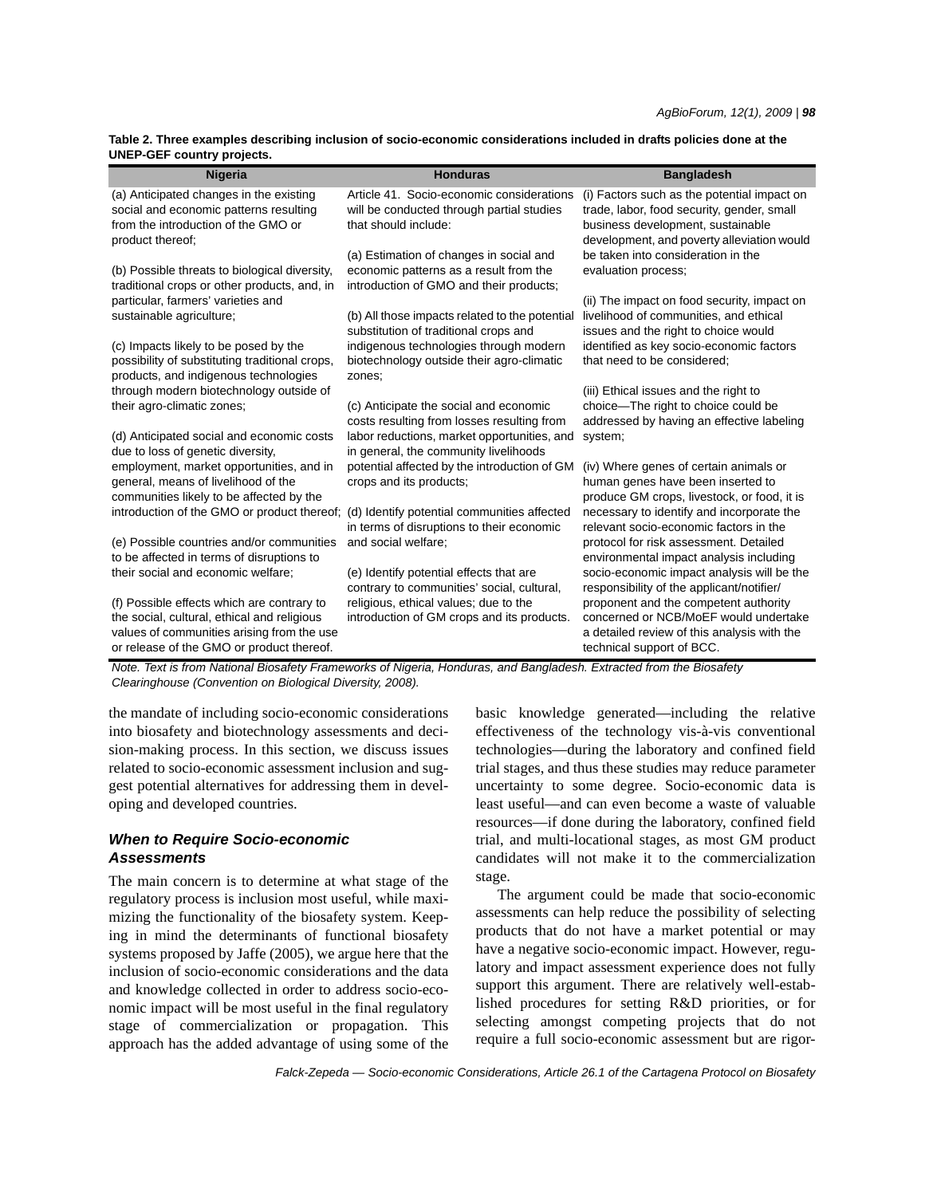**Table 2. Three examples describing inclusion of socio-economic considerations included in drafts policies done at the UNEP-GEF country projects.**

| Nigeria | Honduras | Bangladesh |
|---|---|---|
| (a) Anticipated changes in the existing social and economic patterns resulting from the introduction of the GMO or product thereof;<br><br>(b) Possible threats to biological diversity, traditional crops or other products, and, in particular, farmers' varieties and sustainable agriculture;<br><br>(c) Impacts likely to be posed by the possibility of substituting traditional crops, products, and indigenous technologies through modern biotechnology outside of their agro-climatic zones;<br><br>(d) Anticipated social and economic costs due to loss of genetic diversity, employment, market opportunities, and in general, means of livelihood of the communities likely to be affected by the introduction of the GMO or product thereof;<br><br>(e) Possible countries and/or communities to be affected in terms of disruptions to their social and economic welfare;<br><br>(f) Possible effects which are contrary to the social, cultural, ethical and religious values of communities arising from the use or release of the GMO or product thereof. | Article 41. Socio-economic considerations will be conducted through partial studies that should include:<br><br>(a) Estimation of changes in social and economic patterns as a result from the introduction of GMO and their products;<br><br>(b) All those impacts related to the potential substitution of traditional crops and indigenous technologies through modern biotechnology outside their agro-climatic zones;<br><br>(c) Anticipate the social and economic costs resulting from losses resulting from labor reductions, market opportunities, and in general, the community livelihoods potential affected by the introduction of GM crops and its products;<br><br>(d) Identify potential communities affected in terms of disruptions to their economic and social welfare;<br><br>(e) Identify potential effects that are contrary to communities' social, cultural, religious, ethical values; due to the introduction of GM crops and its products. | (i) Factors such as the potential impact on trade, labor, food security, gender, small business development, sustainable development, and poverty alleviation would be taken into consideration in the evaluation process;<br><br>(ii) The impact on food security, impact on livelihood of communities, and ethical issues and the right to choice would identified as key socio-economic factors that need to be considered;<br><br>(iii) Ethical issues and the right to choice—The right to choice could be addressed by having an effective labeling system;<br><br>(iv) Where genes of certain animals or human genes have been inserted to produce GM crops, livestock, or food, it is necessary to identify and incorporate the relevant socio-economic factors in the protocol for risk assessment. Detailed environmental impact analysis including socio-economic impact analysis will be the responsibility of the applicant/notifier/ proponent and the competent authority concerned or NCB/MoEF would undertake a detailed review of this analysis with the technical support of BCC. |

*Note. Text is from National Biosafety Frameworks of Nigeria, Honduras, and Bangladesh. Extracted from the Biosafety Clearinghouse (Convention on Biological Diversity, 2008).*

the mandate of including socio-economic considerations into biosafety and biotechnology assessments and decision-making process. In this section, we discuss issues related to socio-economic assessment inclusion and suggest potential alternatives for addressing them in developing and developed countries.

### *When to Require Socio-economic Assessments*

The main concern is to determine at what stage of the regulatory process is inclusion most useful, while maximizing the functionality of the biosafety system. Keeping in mind the determinants of functional biosafety systems proposed by Jaffe (2005), we argue here that the inclusion of socio-economic considerations and the data and knowledge collected in order to address socio-economic impact will be most useful in the final regulatory stage of commercialization or propagation. This approach has the added advantage of using some of the basic knowledge generated—including the relative effectiveness of the technology vis-à-vis conventional technologies—during the laboratory and confined field trial stages, and thus these studies may reduce parameter uncertainty to some degree. Socio-economic data is least useful—and can even become a waste of valuable resources—if done during the laboratory, confined field trial, and multi-locational stages, as most GM product candidates will not make it to the commercialization stage.

The argument could be made that socio-economic assessments can help reduce the possibility of selecting products that do not have a market potential or may have a negative socio-economic impact. However, regulatory and impact assessment experience does not fully support this argument. There are relatively well-established procedures for setting R&D priorities, or for selecting amongst competing projects that do not require a full socio-economic assessment but are rigor-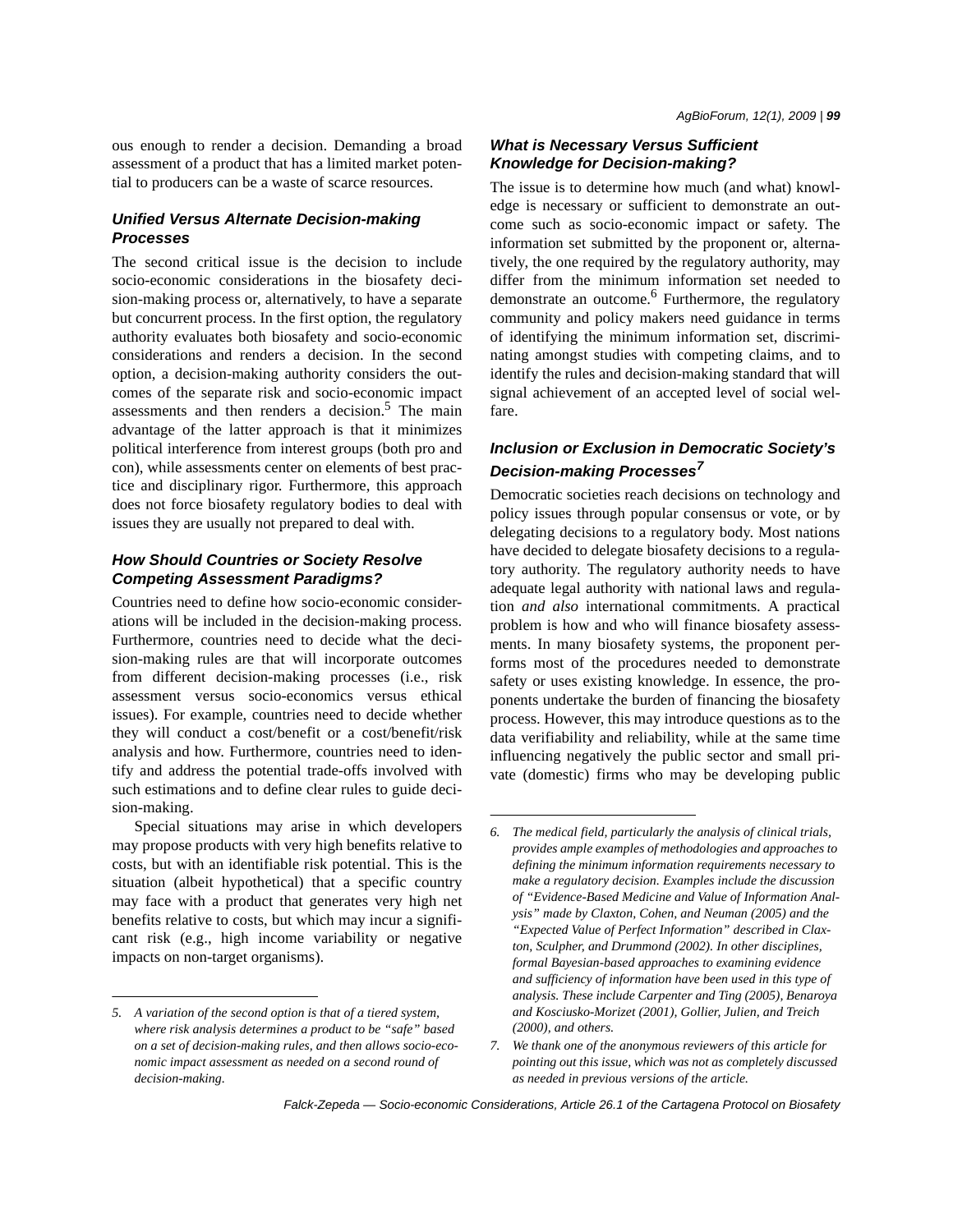ous enough to render a decision. Demanding a broad assessment of a product that has a limited market potential to producers can be a waste of scarce resources.

### *Unified Versus Alternate Decision-making Processes*

The second critical issue is the decision to include socio-economic considerations in the biosafety decision-making process or, alternatively, to have a separate but concurrent process. In the first option, the regulatory authority evaluates both biosafety and socio-economic considerations and renders a decision. In the second option, a decision-making authority considers the outcomes of the separate risk and socio-economic impact assessments and then renders a decision.[5] The main advantage of the latter approach is that it minimizes political interference from interest groups (both pro and con), while assessments center on elements of best practice and disciplinary rigor. Furthermore, this approach does not force biosafety regulatory bodies to deal with issues they are usually not prepared to deal with.

### *How Should Countries or Society Resolve Competing Assessment Paradigms?*

Countries need to define how socio-economic considerations will be included in the decision-making process. Furthermore, countries need to decide what the decision-making rules are that will incorporate outcomes from different decision-making processes (i.e., risk assessment versus socio-economics versus ethical issues). For example, countries need to decide whether they will conduct a cost/benefit or a cost/benefit/risk analysis and how. Furthermore, countries need to identify and address the potential trade-offs involved with such estimations and to define clear rules to guide decision-making.

Special situations may arise in which developers may propose products with very high benefits relative to costs, but with an identifiable risk potential. This is the situation (albeit hypothetical) that a specific country may face with a product that generates very high net benefits relative to costs, but which may incur a significant risk (e.g., high income variability or negative impacts on non-target organisms).

### *What is Necessary Versus Sufficient Knowledge for Decision-making?*

The issue is to determine how much (and what) knowledge is necessary or sufficient to demonstrate an outcome such as socio-economic impact or safety. The information set submitted by the proponent or, alternatively, the one required by the regulatory authority, may differ from the minimum information set needed to demonstrate an outcome.[6] Furthermore, the regulatory community and policy makers need guidance in terms of identifying the minimum information set, discriminating amongst studies with competing claims, and to identify the rules and decision-making standard that will signal achievement of an accepted level of social welfare.

### *Inclusion or Exclusion in Democratic Society's Decision-making Processes*[7]

Democratic societies reach decisions on technology and policy issues through popular consensus or vote, or by delegating decisions to a regulatory body. Most nations have decided to delegate biosafety decisions to a regulatory authority. The regulatory authority needs to have adequate legal authority with national laws and regulation *and also* international commitments. A practical problem is how and who will finance biosafety assessments. In many biosafety systems, the proponent performs most of the procedures needed to demonstrate safety or uses existing knowledge. In essence, the proponents undertake the burden of financing the biosafety process. However, this may introduce questions as to the data verifiability and reliability, while at the same time influencing negatively the public sector and small private (domestic) firms who may be developing public

---

*5. A variation of the second option is that of a tiered system, where risk analysis determines a product to be "safe" based on a set of decision-making rules, and then allows socio-economic impact assessment as needed on a second round of decision-making.*

*6. The medical field, particularly the analysis of clinical trials, provides ample examples of methodologies and approaches to defining the minimum information requirements necessary to make a regulatory decision. Examples include the discussion of "Evidence-Based Medicine and Value of Information Analysis" made by Claxton, Cohen, and Neuman (2005) and the "Expected Value of Perfect Information" described in Claxton, Sculpher, and Drummond (2002). In other disciplines, formal Bayesian-based approaches to examining evidence and sufficiency of information have been used in this type of analysis. These include Carpenter and Ting (2005), Benaroya and Kosciusko-Morizet (2001), Gollier, Julien, and Treich (2000), and others.*

*7. We thank one of the anonymous reviewers of this article for pointing out this issue, which was not as completely discussed as needed in previous versions of the article.*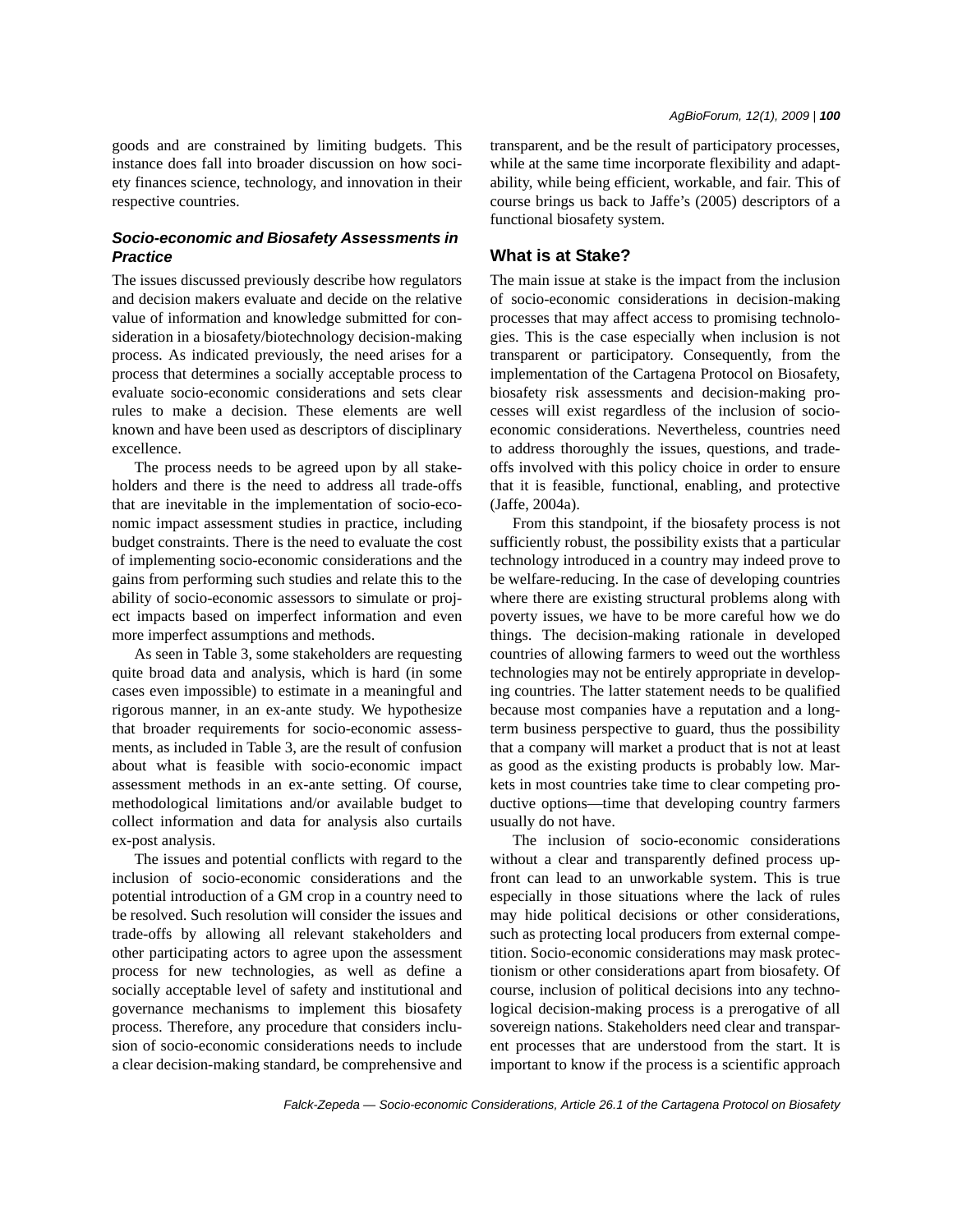goods and are constrained by limiting budgets. This instance does fall into broader discussion on how society finances science, technology, and innovation in their respective countries.

### *Socio-economic and Biosafety Assessments in Practice*

The issues discussed previously describe how regulators and decision makers evaluate and decide on the relative value of information and knowledge submitted for consideration in a biosafety/biotechnology decision-making process. As indicated previously, the need arises for a process that determines a socially acceptable process to evaluate socio-economic considerations and sets clear rules to make a decision. These elements are well known and have been used as descriptors of disciplinary excellence.

The process needs to be agreed upon by all stakeholders and there is the need to address all trade-offs that are inevitable in the implementation of socio-economic impact assessment studies in practice, including budget constraints. There is the need to evaluate the cost of implementing socio-economic considerations and the gains from performing such studies and relate this to the ability of socio-economic assessors to simulate or project impacts based on imperfect information and even more imperfect assumptions and methods.

As seen in Table 3, some stakeholders are requesting quite broad data and analysis, which is hard (in some cases even impossible) to estimate in a meaningful and rigorous manner, in an ex-ante study. We hypothesize that broader requirements for socio-economic assessments, as included in Table 3, are the result of confusion about what is feasible with socio-economic impact assessment methods in an ex-ante setting. Of course, methodological limitations and/or available budget to collect information and data for analysis also curtails ex-post analysis.

The issues and potential conflicts with regard to the inclusion of socio-economic considerations and the potential introduction of a GM crop in a country need to be resolved. Such resolution will consider the issues and trade-offs by allowing all relevant stakeholders and other participating actors to agree upon the assessment process for new technologies, as well as define a socially acceptable level of safety and institutional and governance mechanisms to implement this biosafety process. Therefore, any procedure that considers inclusion of socio-economic considerations needs to include a clear decision-making standard, be comprehensive and transparent, and be the result of participatory processes, while at the same time incorporate flexibility and adaptability, while being efficient, workable, and fair. This of course brings us back to Jaffe's (2005) descriptors of a functional biosafety system.

## What is at Stake?

The main issue at stake is the impact from the inclusion of socio-economic considerations in decision-making processes that may affect access to promising technologies. This is the case especially when inclusion is not transparent or participatory. Consequently, from the implementation of the Cartagena Protocol on Biosafety, biosafety risk assessments and decision-making processes will exist regardless of the inclusion of socio-economic considerations. Nevertheless, countries need to address thoroughly the issues, questions, and trade-offs involved with this policy choice in order to ensure that it is feasible, functional, enabling, and protective (Jaffe, 2004a).

From this standpoint, if the biosafety process is not sufficiently robust, the possibility exists that a particular technology introduced in a country may indeed prove to be welfare-reducing. In the case of developing countries where there are existing structural problems along with poverty issues, we have to be more careful how we do things. The decision-making rationale in developed countries of allowing farmers to weed out the worthless technologies may not be entirely appropriate in developing countries. The latter statement needs to be qualified because most companies have a reputation and a long-term business perspective to guard, thus the possibility that a company will market a product that is not at least as good as the existing products is probably low. Markets in most countries take time to clear competing productive options—time that developing country farmers usually do not have.

The inclusion of socio-economic considerations without a clear and transparently defined process up-front can lead to an unworkable system. This is true especially in those situations where the lack of rules may hide political decisions or other considerations, such as protecting local producers from external competition. Socio-economic considerations may mask protectionism or other considerations apart from biosafety. Of course, inclusion of political decisions into any technological decision-making process is a prerogative of all sovereign nations. Stakeholders need clear and transparent processes that are understood from the start. It is important to know if the process is a scientific approach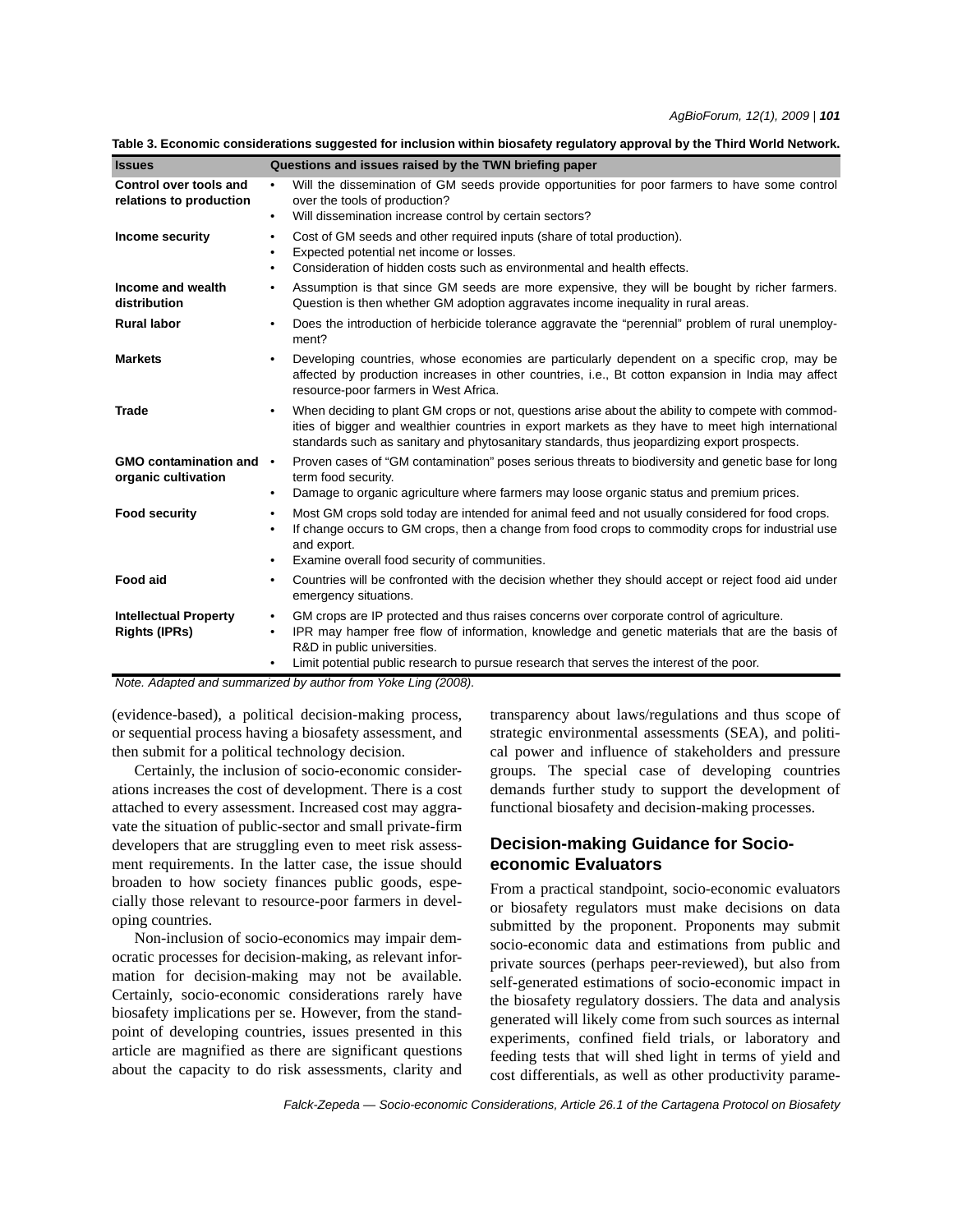**Table 3. Economic considerations suggested for inclusion within biosafety regulatory approval by the Third World Network.**

| Issues | Questions and issues raised by the TWN briefing paper |
| --- | --- |
| **Control over tools and relations to production** | • Will the dissemination of GM seeds provide opportunities for poor farmers to have some control over the tools of production?<br>• Will dissemination increase control by certain sectors? |
| **Income security** | • Cost of GM seeds and other required inputs (share of total production).<br>• Expected potential net income or losses.<br>• Consideration of hidden costs such as environmental and health effects. |
| **Income and wealth distribution** | • Assumption is that since GM seeds are more expensive, they will be bought by richer farmers. Question is then whether GM adoption aggravates income inequality in rural areas. |
| **Rural labor** | • Does the introduction of herbicide tolerance aggravate the "perennial" problem of rural unemployment? |
| **Markets** | • Developing countries, whose economies are particularly dependent on a specific crop, may be affected by production increases in other countries, i.e., Bt cotton expansion in India may affect resource-poor farmers in West Africa. |
| **Trade** | • When deciding to plant GM crops or not, questions arise about the ability to compete with commodities of bigger and wealthier countries in export markets as they have to meet high international standards such as sanitary and phytosanitary standards, thus jeopardizing export prospects. |
| **GMO contamination and organic cultivation** | • Proven cases of "GM contamination" poses serious threats to biodiversity and genetic base for long term food security.<br>• Damage to organic agriculture where farmers may loose organic status and premium prices. |
| **Food security** | • Most GM crops sold today are intended for animal feed and not usually considered for food crops.<br>• If change occurs to GM crops, then a change from food crops to commodity crops for industrial use and export.<br>• Examine overall food security of communities. |
| **Food aid** | • Countries will be confronted with the decision whether they should accept or reject food aid under emergency situations. |
| **Intellectual Property Rights (IPRs)** | • GM crops are IP protected and thus raises concerns over corporate control of agriculture.<br>• IPR may hamper free flow of information, knowledge and genetic materials that are the basis of R&D in public universities.<br>• Limit potential public research to pursue research that serves the interest of the poor. |

*Note. Adapted and summarized by author from Yoke Ling (2008).*

(evidence-based), a political decision-making process, or sequential process having a biosafety assessment, and then submit for a political technology decision.

Certainly, the inclusion of socio-economic considerations increases the cost of development. There is a cost attached to every assessment. Increased cost may aggravate the situation of public-sector and small private-firm developers that are struggling even to meet risk assessment requirements. In the latter case, the issue should broaden to how society finances public goods, especially those relevant to resource-poor farmers in developing countries.

Non-inclusion of socio-economics may impair democratic processes for decision-making, as relevant information for decision-making may not be available. Certainly, socio-economic considerations rarely have biosafety implications per se. However, from the standpoint of developing countries, issues presented in this article are magnified as there are significant questions about the capacity to do risk assessments, clarity and transparency about laws/regulations and thus scope of strategic environmental assessments (SEA), and political power and influence of stakeholders and pressure groups. The special case of developing countries demands further study to support the development of functional biosafety and decision-making processes.

## Decision-making Guidance for Socio-economic Evaluators

From a practical standpoint, socio-economic evaluators or biosafety regulators must make decisions on data submitted by the proponent. Proponents may submit socio-economic data and estimations from public and private sources (perhaps peer-reviewed), but also from self-generated estimations of socio-economic impact in the biosafety regulatory dossiers. The data and analysis generated will likely come from such sources as internal experiments, confined field trials, or laboratory and feeding tests that will shed light in terms of yield and cost differentials, as well as other productivity parame-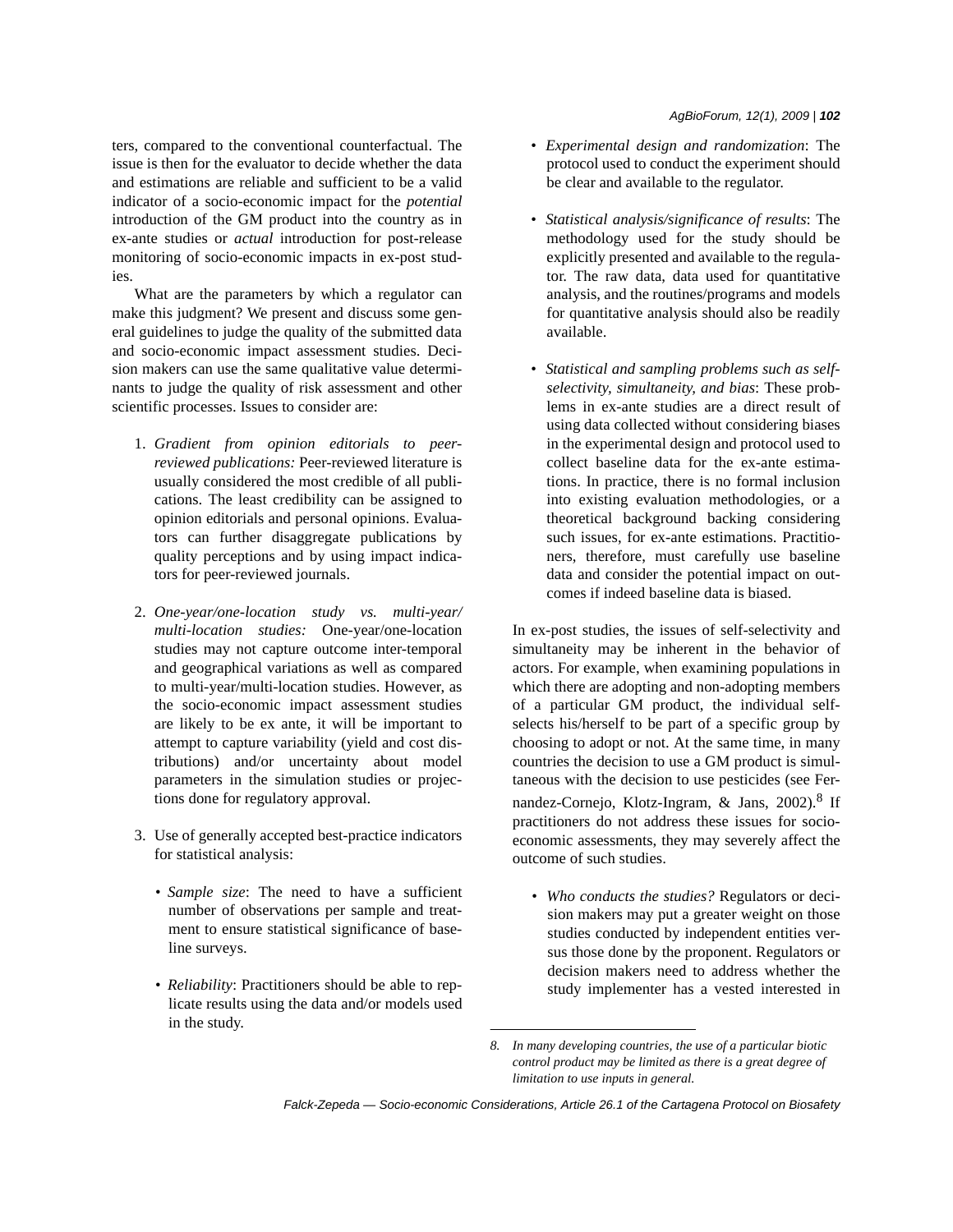ters, compared to the conventional counterfactual. The issue is then for the evaluator to decide whether the data and estimations are reliable and sufficient to be a valid indicator of a socio-economic impact for the *potential* introduction of the GM product into the country as in ex-ante studies or *actual* introduction for post-release monitoring of socio-economic impacts in ex-post studies.

What are the parameters by which a regulator can make this judgment? We present and discuss some general guidelines to judge the quality of the submitted data and socio-economic impact assessment studies. Decision makers can use the same qualitative value determinants to judge the quality of risk assessment and other scientific processes. Issues to consider are:

1. *Gradient from opinion editorials to peer-reviewed publications:* Peer-reviewed literature is usually considered the most credible of all publications. The least credibility can be assigned to opinion editorials and personal opinions. Evaluators can further disaggregate publications by quality perceptions and by using impact indicators for peer-reviewed journals.

2. *One-year/one-location study vs. multi-year/multi-location studies:* One-year/one-location studies may not capture outcome inter-temporal and geographical variations as well as compared to multi-year/multi-location studies. However, as the socio-economic impact assessment studies are likely to be ex ante, it will be important to attempt to capture variability (yield and cost distributions) and/or uncertainty about model parameters in the simulation studies or projections done for regulatory approval.

3. Use of generally accepted best-practice indicators for statistical analysis:

   - *Sample size*: The need to have a sufficient number of observations per sample and treatment to ensure statistical significance of baseline surveys.

   - *Reliability*: Practitioners should be able to replicate results using the data and/or models used in the study.

   - *Experimental design and randomization*: The protocol used to conduct the experiment should be clear and available to the regulator.

   - *Statistical analysis/significance of results*: The methodology used for the study should be explicitly presented and available to the regulator. The raw data, data used for quantitative analysis, and the routines/programs and models for quantitative analysis should also be readily available.

   - *Statistical and sampling problems such as self-selectivity, simultaneity, and bias*: These problems in ex-ante studies are a direct result of using data collected without considering biases in the experimental design and protocol used to collect baseline data for the ex-ante estimations. In practice, there is no formal inclusion into existing evaluation methodologies, or a theoretical background backing considering such issues, for ex-ante estimations. Practitioners, therefore, must carefully use baseline data and consider the potential impact on outcomes if indeed baseline data is biased.

   In ex-post studies, the issues of self-selectivity and simultaneity may be inherent in the behavior of actors. For example, when examining populations in which there are adopting and non-adopting members of a particular GM product, the individual self-selects his/herself to be part of a specific group by choosing to adopt or not. At the same time, in many countries the decision to use a GM product is simultaneous with the decision to use pesticides (see Fernandez-Cornejo, Klotz-Ingram, & Jans, 2002).[8] If practitioners do not address these issues for socio-economic assessments, they may severely affect the outcome of such studies.

   - *Who conducts the studies?* Regulators or decision makers may put a greater weight on those studies conducted by independent entities versus those done by the proponent. Regulators or decision makers need to address whether the study implementer has a vested interested in

8. *In many developing countries, the use of a particular biotic control product may be limited as there is a great degree of limitation to use inputs in general.*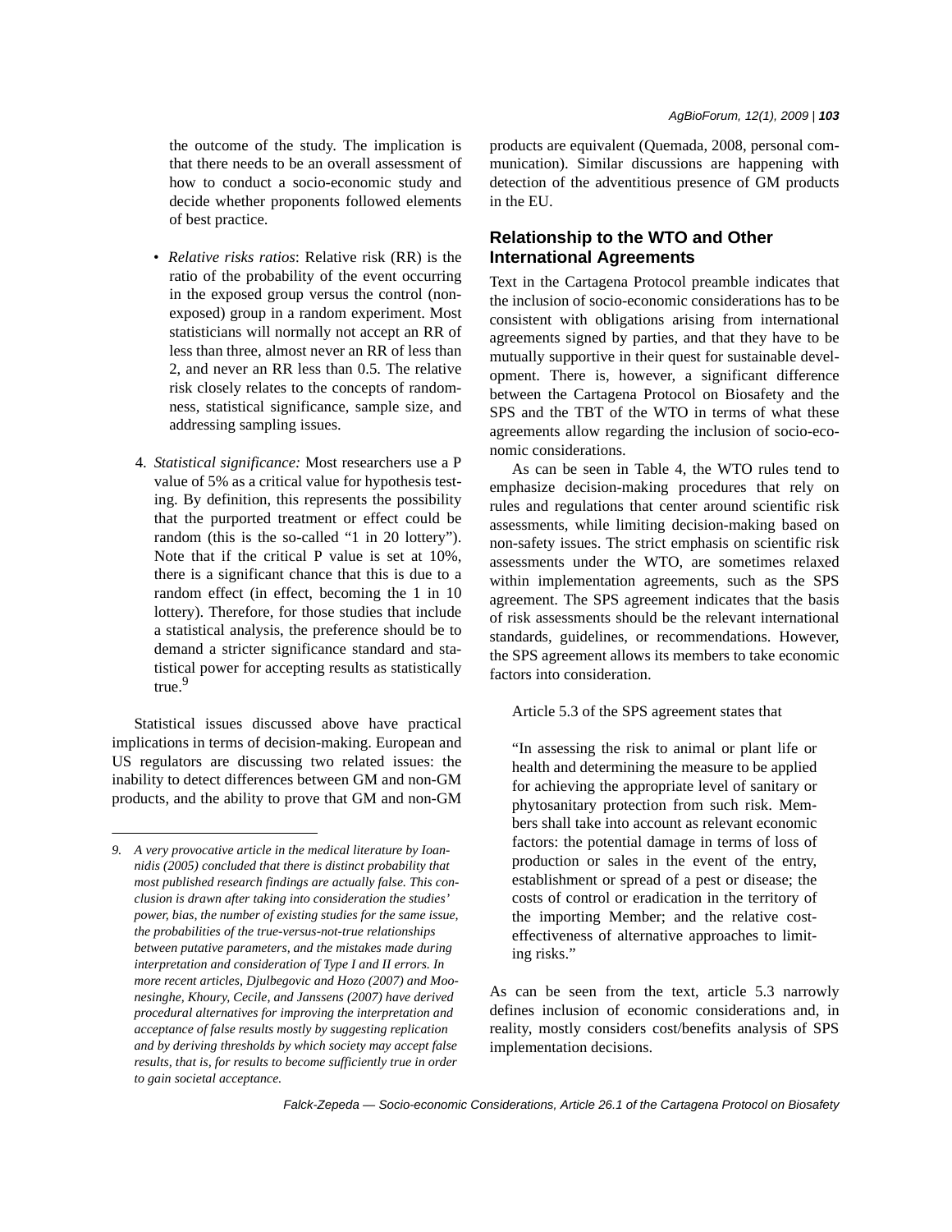the outcome of the study. The implication is that there needs to be an overall assessment of how to conduct a socio-economic study and decide whether proponents followed elements of best practice.

- *Relative risks ratios*: Relative risk (RR) is the ratio of the probability of the event occurring in the exposed group versus the control (non-exposed) group in a random experiment. Most statisticians will normally not accept an RR of less than three, almost never an RR of less than 2, and never an RR less than 0.5. The relative risk closely relates to the concepts of randomness, statistical significance, sample size, and addressing sampling issues.

4. *Statistical significance:* Most researchers use a P value of 5% as a critical value for hypothesis testing. By definition, this represents the possibility that the purported treatment or effect could be random (this is the so-called "1 in 20 lottery"). Note that if the critical P value is set at 10%, there is a significant chance that this is due to a random effect (in effect, becoming the 1 in 10 lottery). Therefore, for those studies that include a statistical analysis, the preference should be to demand a stricter significance standard and statistical power for accepting results as statistically true.[9]

Statistical issues discussed above have practical implications in terms of decision-making. European and US regulators are discussing two related issues: the inability to detect differences between GM and non-GM products, and the ability to prove that GM and non-GM products are equivalent (Quemada, 2008, personal communication). Similar discussions are happening with detection of the adventitious presence of GM products in the EU.

## Relationship to the WTO and Other International Agreements

Text in the Cartagena Protocol preamble indicates that the inclusion of socio-economic considerations has to be consistent with obligations arising from international agreements signed by parties, and that they have to be mutually supportive in their quest for sustainable development. There is, however, a significant difference between the Cartagena Protocol on Biosafety and the SPS and the TBT of the WTO in terms of what these agreements allow regarding the inclusion of socio-economic considerations.

As can be seen in Table 4, the WTO rules tend to emphasize decision-making procedures that rely on rules and regulations that center around scientific risk assessments, while limiting decision-making based on non-safety issues. The strict emphasis on scientific risk assessments under the WTO, are sometimes relaxed within implementation agreements, such as the SPS agreement. The SPS agreement indicates that the basis of risk assessments should be the relevant international standards, guidelines, or recommendations. However, the SPS agreement allows its members to take economic factors into consideration.

Article 5.3 of the SPS agreement states that

> "In assessing the risk to animal or plant life or health and determining the measure to be applied for achieving the appropriate level of sanitary or phytosanitary protection from such risk. Members shall take into account as relevant economic factors: the potential damage in terms of loss of production or sales in the event of the entry, establishment or spread of a pest or disease; the costs of control or eradication in the territory of the importing Member; and the relative cost-effectiveness of alternative approaches to limiting risks."

As can be seen from the text, article 5.3 narrowly defines inclusion of economic considerations and, in reality, mostly considers cost/benefits analysis of SPS implementation decisions.

---

*9. A very provocative article in the medical literature by Ioannidis (2005) concluded that there is distinct probability that most published research findings are actually false. This conclusion is drawn after taking into consideration the studies' power, bias, the number of existing studies for the same issue, the probabilities of the true-versus-not-true relationships between putative parameters, and the mistakes made during interpretation and consideration of Type I and II errors. In more recent articles, Djulbegovic and Hozo (2007) and Moonesinghe, Khoury, Cecile, and Janssens (2007) have derived procedural alternatives for improving the interpretation and acceptance of false results mostly by suggesting replication and by deriving thresholds by which society may accept false results, that is, for results to become sufficiently true in order to gain societal acceptance.*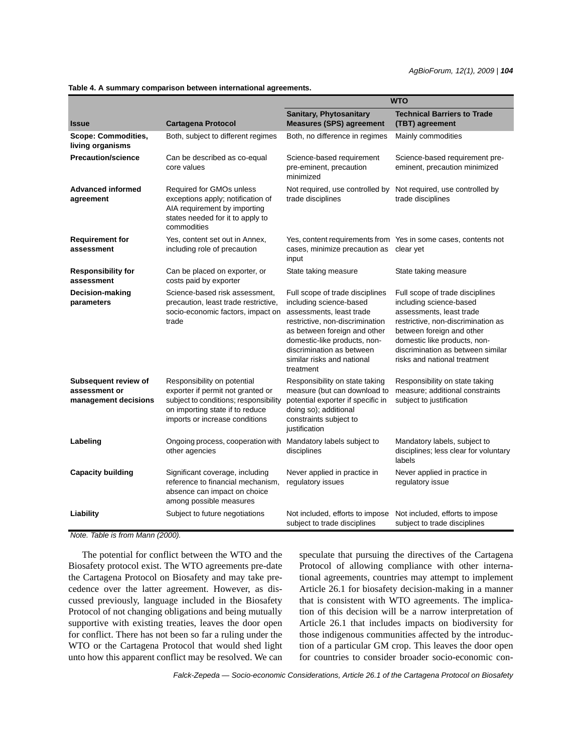**Table 4. A summary comparison between international agreements.**

| Issue | Cartagena Protocol | WTO Sanitary, Phytosanitary Measures (SPS) agreement | WTO Technical Barriers to Trade (TBT) agreement |
|---|---|---|---|
| **Scope: Commodities, living organisms** | Both, subject to different regimes | Both, no difference in regimes | Mainly commodities |
| **Precaution/science** | Can be described as co-equal core values | Science-based requirement pre-eminent, precaution minimized | Science-based requirement pre-eminent, precaution minimized |
| **Advanced informed agreement** | Required for GMOs unless exceptions apply; notification of AIA requirement by importing states needed for it to apply to commodities | Not required, use controlled by trade disciplines | Not required, use controlled by trade disciplines |
| **Requirement for assessment** | Yes, content set out in Annex, including role of precaution | Yes, content requirements from cases, minimize precaution as input | Yes in some cases, contents not clear yet |
| **Responsibility for assessment** | Can be placed on exporter, or costs paid by exporter | State taking measure | State taking measure |
| **Decision-making parameters** | Science-based risk assessment, precaution, least trade restrictive, socio-economic factors, impact on trade | Full scope of trade disciplines including science-based assessments, least trade restrictive, non-discrimination as between foreign and other domestic-like products, non-discrimination as between similar risks and national treatment | Full scope of trade disciplines including science-based assessments, least trade restrictive, non-discrimination as between foreign and other domestic like products, non-discrimination as between similar risks and national treatment |
| **Subsequent review of assessment or management decisions** | Responsibility on potential exporter if permit not granted or subject to conditions; responsibility on importing state if to reduce imports or increase conditions | Responsibility on state taking measure (but can download to potential exporter if specific in doing so); additional constraints subject to justification | Responsibility on state taking measure; additional constraints subject to justification |
| **Labeling** | Ongoing process, cooperation with other agencies | Mandatory labels subject to disciplines | Mandatory labels, subject to disciplines; less clear for voluntary labels |
| **Capacity building** | Significant coverage, including reference to financial mechanism, absence can impact on choice among possible measures | Never applied in practice in regulatory issues | Never applied in practice in regulatory issue |
| **Liability** | Subject to future negotiations | Not included, efforts to impose subject to trade disciplines | Not included, efforts to impose subject to trade disciplines |

*Note. Table is from Mann (2000).*

The potential for conflict between the WTO and the Biosafety protocol exist. The WTO agreements pre-date the Cartagena Protocol on Biosafety and may take precedence over the latter agreement. However, as discussed previously, language included in the Biosafety Protocol of not changing obligations and being mutually supportive with existing treaties, leaves the door open for conflict. There has not been so far a ruling under the WTO or the Cartagena Protocol that would shed light unto how this apparent conflict may be resolved. We can speculate that pursuing the directives of the Cartagena Protocol of allowing compliance with other international agreements, countries may attempt to implement Article 26.1 for biosafety decision-making in a manner that is consistent with WTO agreements. The implication of this decision will be a narrow interpretation of Article 26.1 that includes impacts on biodiversity for those indigenous communities affected by the introduction of a particular GM crop. This leaves the door open for countries to consider broader socio-economic con-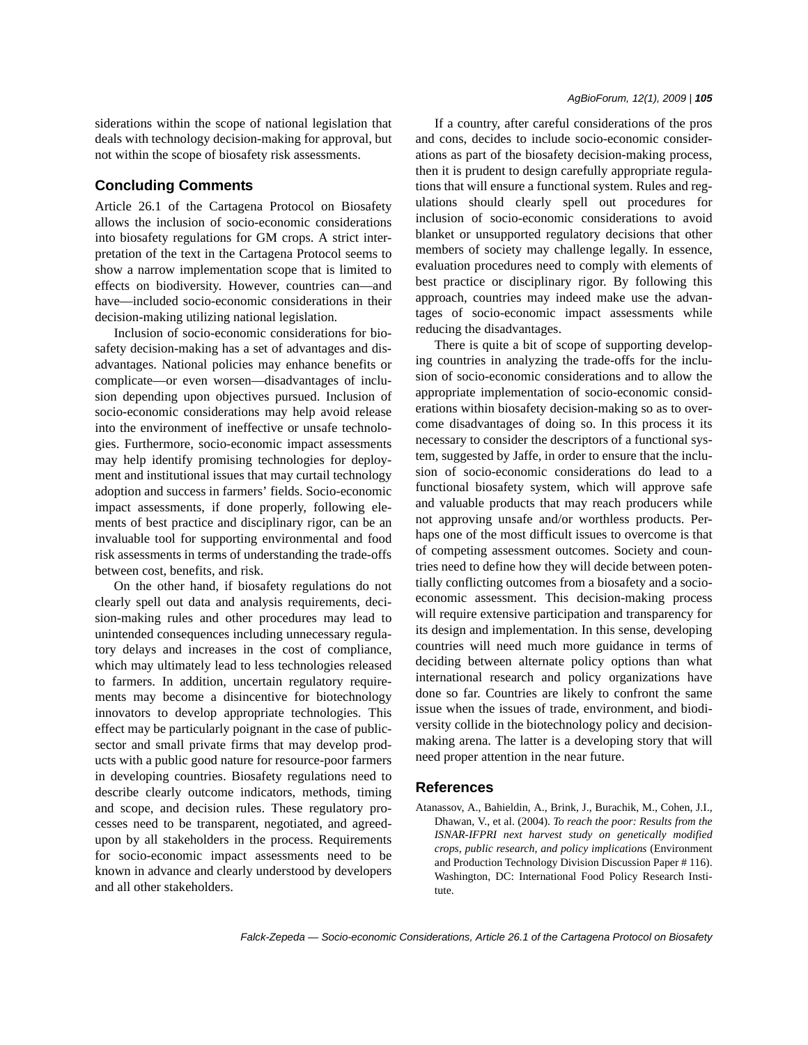siderations within the scope of national legislation that deals with technology decision-making for approval, but not within the scope of biosafety risk assessments.

## Concluding Comments

Article 26.1 of the Cartagena Protocol on Biosafety allows the inclusion of socio-economic considerations into biosafety regulations for GM crops. A strict interpretation of the text in the Cartagena Protocol seems to show a narrow implementation scope that is limited to effects on biodiversity. However, countries can—and have—included socio-economic considerations in their decision-making utilizing national legislation.

Inclusion of socio-economic considerations for biosafety decision-making has a set of advantages and disadvantages. National policies may enhance benefits or complicate—or even worsen—disadvantages of inclusion depending upon objectives pursued. Inclusion of socio-economic considerations may help avoid release into the environment of ineffective or unsafe technologies. Furthermore, socio-economic impact assessments may help identify promising technologies for deployment and institutional issues that may curtail technology adoption and success in farmers' fields. Socio-economic impact assessments, if done properly, following elements of best practice and disciplinary rigor, can be an invaluable tool for supporting environmental and food risk assessments in terms of understanding the trade-offs between cost, benefits, and risk.

On the other hand, if biosafety regulations do not clearly spell out data and analysis requirements, decision-making rules and other procedures may lead to unintended consequences including unnecessary regulatory delays and increases in the cost of compliance, which may ultimately lead to less technologies released to farmers. In addition, uncertain regulatory requirements may become a disincentive for biotechnology innovators to develop appropriate technologies. This effect may be particularly poignant in the case of public-sector and small private firms that may develop products with a public good nature for resource-poor farmers in developing countries. Biosafety regulations need to describe clearly outcome indicators, methods, timing and scope, and decision rules. These regulatory processes need to be transparent, negotiated, and agreed-upon by all stakeholders in the process. Requirements for socio-economic impact assessments need to be known in advance and clearly understood by developers and all other stakeholders.

If a country, after careful considerations of the pros and cons, decides to include socio-economic considerations as part of the biosafety decision-making process, then it is prudent to design carefully appropriate regulations that will ensure a functional system. Rules and regulations should clearly spell out procedures for inclusion of socio-economic considerations to avoid blanket or unsupported regulatory decisions that other members of society may challenge legally. In essence, evaluation procedures need to comply with elements of best practice or disciplinary rigor. By following this approach, countries may indeed make use the advantages of socio-economic impact assessments while reducing the disadvantages.

There is quite a bit of scope of supporting developing countries in analyzing the trade-offs for the inclusion of socio-economic considerations and to allow the appropriate implementation of socio-economic considerations within biosafety decision-making so as to overcome disadvantages of doing so. In this process it its necessary to consider the descriptors of a functional system, suggested by Jaffe, in order to ensure that the inclusion of socio-economic considerations do lead to a functional biosafety system, which will approve safe and valuable products that may reach producers while not approving unsafe and/or worthless products. Perhaps one of the most difficult issues to overcome is that of competing assessment outcomes. Society and countries need to define how they will decide between potentially conflicting outcomes from a biosafety and a socio-economic assessment. This decision-making process will require extensive participation and transparency for its design and implementation. In this sense, developing countries will need much more guidance in terms of deciding between alternate policy options than what international research and policy organizations have done so far. Countries are likely to confront the same issue when the issues of trade, environment, and biodiversity collide in the biotechnology policy and decision-making arena. The latter is a developing story that will need proper attention in the near future.

## References

Atanassov, A., Bahieldin, A., Brink, J., Burachik, M., Cohen, J.I., Dhawan, V., et al. (2004). *To reach the poor: Results from the ISNAR-IFPRI next harvest study on genetically modified crops, public research, and policy implications* (Environment and Production Technology Division Discussion Paper # 116). Washington, DC: International Food Policy Research Institute.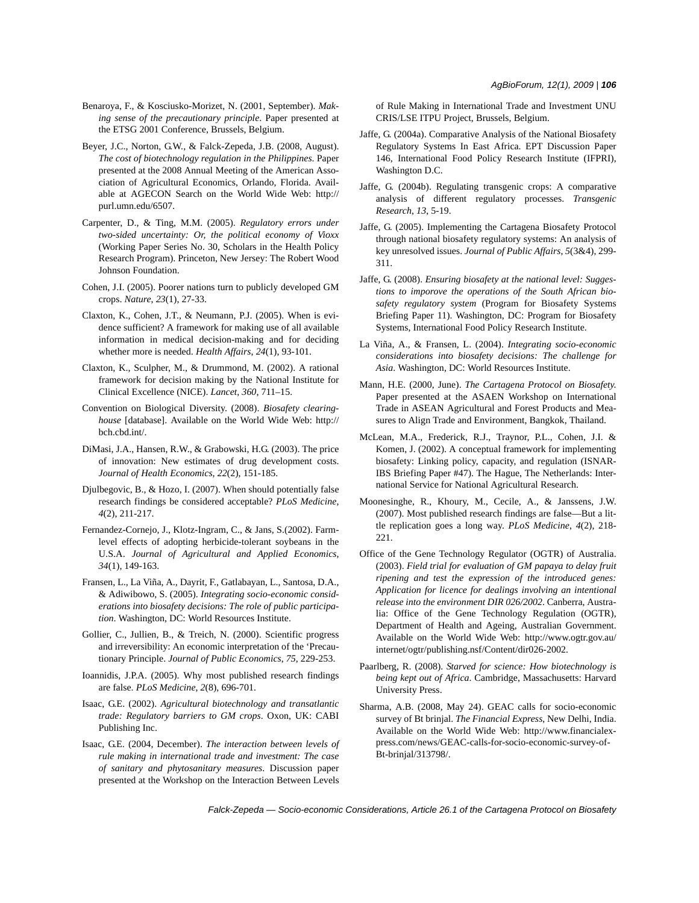Benaroya, F., & Kosciusko-Morizet, N. (2001, September). *Making sense of the precautionary principle*. Paper presented at the ETSG 2001 Conference, Brussels, Belgium.

Beyer, J.C., Norton, G.W., & Falck-Zepeda, J.B. (2008, August). *The cost of biotechnology regulation in the Philippines*. Paper presented at the 2008 Annual Meeting of the American Association of Agricultural Economics, Orlando, Florida. Available at AGECON Search on the World Wide Web: http://purl.umn.edu/6507.

Carpenter, D., & Ting, M.M. (2005). *Regulatory errors under two-sided uncertainty: Or, the political economy of Vioxx* (Working Paper Series No. 30, Scholars in the Health Policy Research Program). Princeton, New Jersey: The Robert Wood Johnson Foundation.

Cohen, J.I. (2005). Poorer nations turn to publicly developed GM crops. *Nature*, *23*(1), 27-33.

Claxton, K., Cohen, J.T., & Neumann, P.J. (2005). When is evidence sufficient? A framework for making use of all available information in medical decision-making and for deciding whether more is needed. *Health Affairs*, *24*(1), 93-101.

Claxton, K., Sculpher, M., & Drummond, M. (2002). A rational framework for decision making by the National Institute for Clinical Excellence (NICE). *Lancet*, *360*, 711–15.

Convention on Biological Diversity. (2008). *Biosafety clearinghouse* [database]. Available on the World Wide Web: http://bch.cbd.int/.

DiMasi, J.A., Hansen, R.W., & Grabowski, H.G. (2003). The price of innovation: New estimates of drug development costs. *Journal of Health Economics*, *22*(2), 151-185.

Djulbegovic, B., & Hozo, I. (2007). When should potentially false research findings be considered acceptable? *PLoS Medicine*, *4*(2), 211-217.

Fernandez-Cornejo, J., Klotz-Ingram, C., & Jans, S.(2002). Farm-level effects of adopting herbicide-tolerant soybeans in the U.S.A. *Journal of Agricultural and Applied Economics*, *34*(1), 149-163.

Fransen, L., La Viña, A., Dayrit, F., Gatlabayan, L., Santosa, D.A., & Adiwibowo, S. (2005). *Integrating socio-economic considerations into biosafety decisions: The role of public participation*. Washington, DC: World Resources Institute.

Gollier, C., Jullien, B., & Treich, N. (2000). Scientific progress and irreversibility: An economic interpretation of the 'Precautionary Principle. *Journal of Public Economics*, *75*, 229-253.

Ioannidis, J.P.A. (2005). Why most published research findings are false. *PLoS Medicine*, *2*(8), 696-701.

Isaac, G.E. (2002). *Agricultural biotechnology and transatlantic trade: Regulatory barriers to GM crops*. Oxon, UK: CABI Publishing Inc.

Isaac, G.E. (2004, December). *The interaction between levels of rule making in international trade and investment: The case of sanitary and phytosanitary measures*. Discussion paper presented at the Workshop on the Interaction Between Levels of Rule Making in International Trade and Investment UNU CRIS/LSE ITPU Project, Brussels, Belgium.

Jaffe, G. (2004a). Comparative Analysis of the National Biosafety Regulatory Systems In East Africa. EPT Discussion Paper 146, International Food Policy Research Institute (IFPRI), Washington D.C.

Jaffe, G. (2004b). Regulating transgenic crops: A comparative analysis of different regulatory processes. *Transgenic Research*, *13*, 5-19.

Jaffe, G. (2005). Implementing the Cartagena Biosafety Protocol through national biosafety regulatory systems: An analysis of key unresolved issues. *Journal of Public Affairs*, *5*(3&4), 299-311.

Jaffe, G. (2008). *Ensuring biosafety at the national level: Suggestions to imporove the operations of the South African biosafety regulatory system* (Program for Biosafety Systems Briefing Paper 11). Washington, DC: Program for Biosafety Systems, International Food Policy Research Institute.

La Viña, A., & Fransen, L. (2004). *Integrating socio-economic considerations into biosafety decisions: The challenge for Asia*. Washington, DC: World Resources Institute.

Mann, H.E. (2000, June). *The Cartagena Protocol on Biosafety.* Paper presented at the ASAEN Workshop on International Trade in ASEAN Agricultural and Forest Products and Measures to Align Trade and Environment, Bangkok, Thailand.

McLean, M.A., Frederick, R.J., Traynor, P.L., Cohen, J.I. & Komen, J. (2002). A conceptual framework for implementing biosafety: Linking policy, capacity, and regulation (ISNAR-IBS Briefing Paper #47). The Hague, The Netherlands: International Service for National Agricultural Research.

Moonesinghe, R., Khoury, M., Cecile, A., & Janssens, J.W. (2007). Most published research findings are false—But a little replication goes a long way. *PLoS Medicine*, *4*(2), 218-221.

Office of the Gene Technology Regulator (OGTR) of Australia. (2003). *Field trial for evaluation of GM papaya to delay fruit ripening and test the expression of the introduced genes: Application for licence for dealings involving an intentional release into the environment DIR 026/2002*. Canberra, Australia: Office of the Gene Technology Regulation (OGTR), Department of Health and Ageing, Australian Government. Available on the World Wide Web: http://www.ogtr.gov.au/internet/ogtr/publishing.nsf/Content/dir026-2002.

Paarlberg, R. (2008). *Starved for science: How biotechnology is being kept out of Africa*. Cambridge, Massachusetts: Harvard University Press.

Sharma, A.B. (2008, May 24). GEAC calls for socio-economic survey of Bt brinjal. *The Financial Express*, New Delhi, India. Available on the World Wide Web: http://www.financialexpress.com/news/GEAC-calls-for-socio-economic-survey-of-Bt-brinjal/313798/.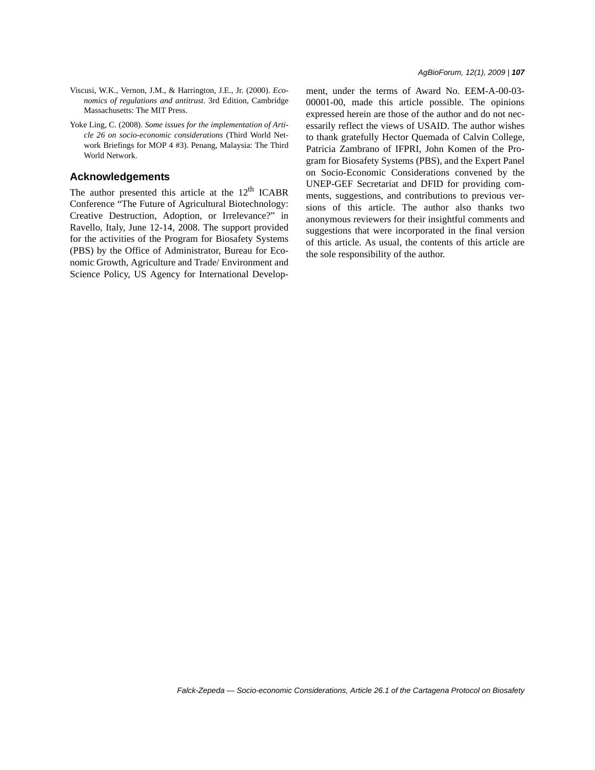Viscusi, W.K., Vernon, J.M., & Harrington, J.E., Jr. (2000). *Economics of regulations and antitrust.* 3rd Edition, Cambridge Massachusetts: The MIT Press.

Yoke Ling, C. (2008). *Some issues for the implementation of Article 26 on socio-economic considerations* (Third World Network Briefings for MOP 4 #3). Penang, Malaysia: The Third World Network.

## Acknowledgements

The author presented this article at the 12th ICABR Conference "The Future of Agricultural Biotechnology: Creative Destruction, Adoption, or Irrelevance?" in Ravello, Italy, June 12-14, 2008. The support provided for the activities of the Program for Biosafety Systems (PBS) by the Office of Administrator, Bureau for Economic Growth, Agriculture and Trade/ Environment and Science Policy, US Agency for International Development, under the terms of Award No. EEM-A-00-03-00001-00, made this article possible. The opinions expressed herein are those of the author and do not necessarily reflect the views of USAID. The author wishes to thank gratefully Hector Quemada of Calvin College, Patricia Zambrano of IFPRI, John Komen of the Program for Biosafety Systems (PBS), and the Expert Panel on Socio-Economic Considerations convened by the UNEP-GEF Secretariat and DFID for providing comments, suggestions, and contributions to previous versions of this article. The author also thanks two anonymous reviewers for their insightful comments and suggestions that were incorporated in the final version of this article. As usual, the contents of this article are the sole responsibility of the author.